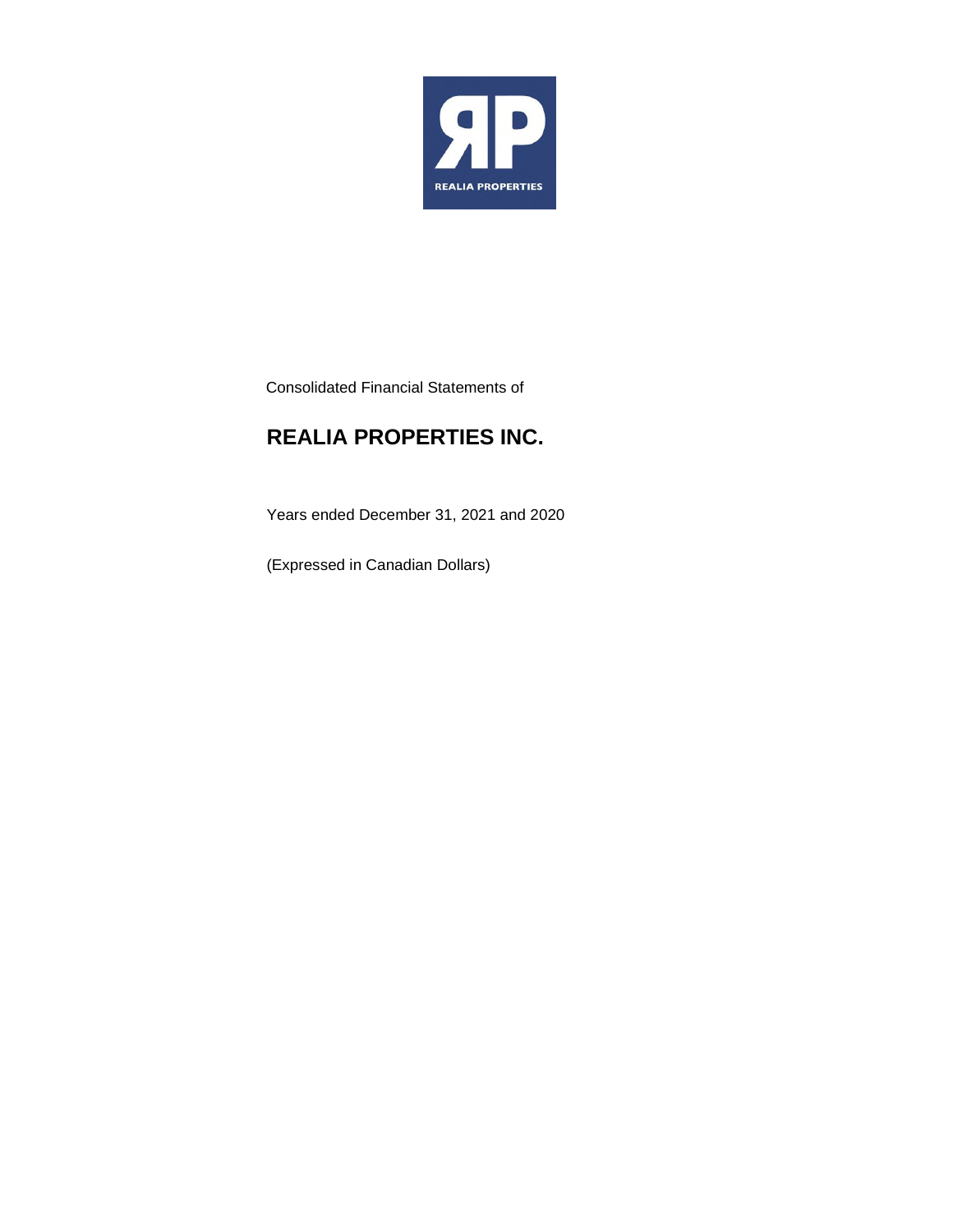Consolidated Financial Statements of

# REALIA PROPERTIES INC.

Years ended December 31, 2021 and 2020

(Expressed in Canadian Dollars)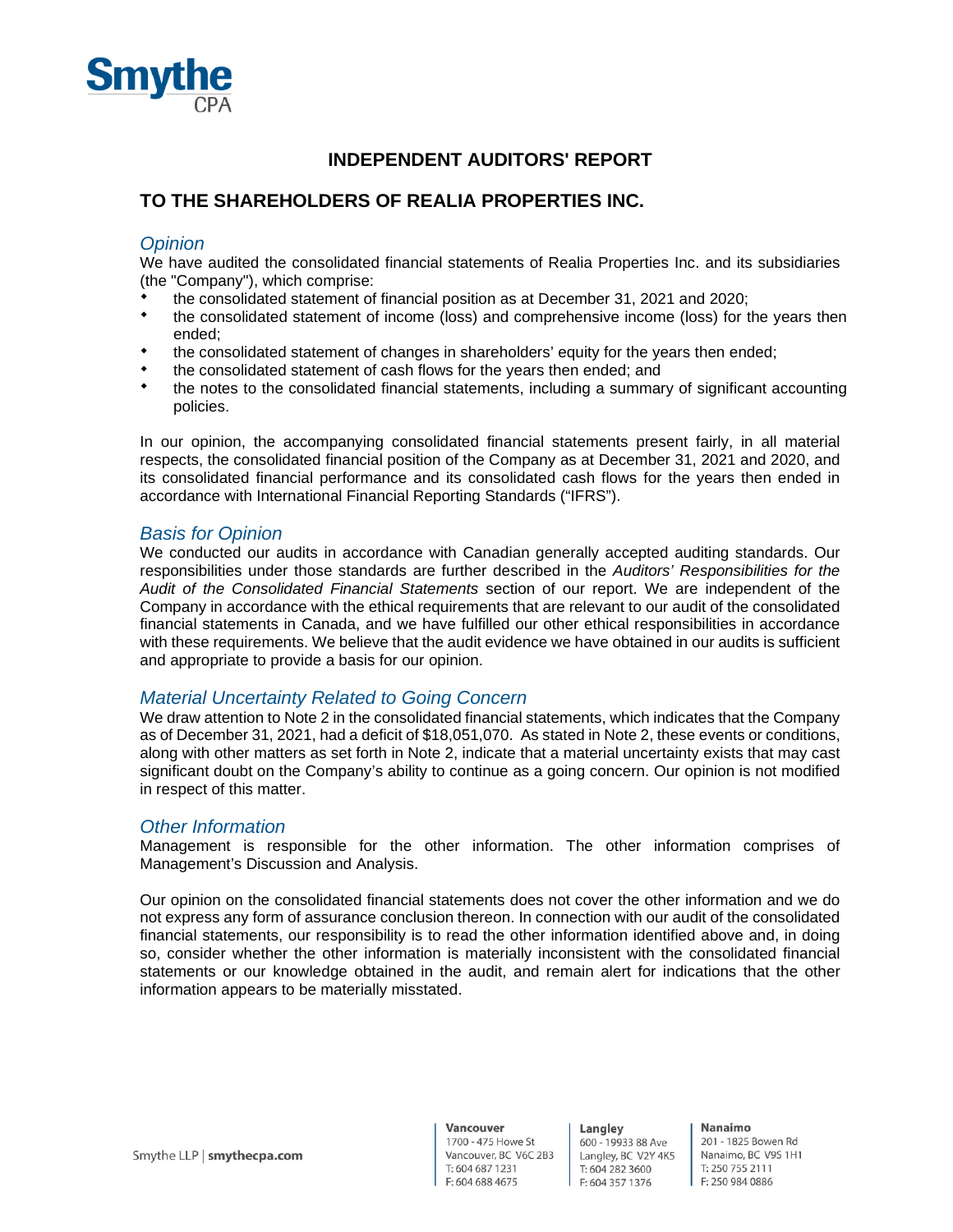# INDEPENDENT AUDITORS' REPORT

## TO THE SHAREHOLDERS OF REALIA PROPERTIES INC.

### *Opinion*

We have audited the consolidated financial statements of Realia Properties Inc. and its subsidiaries (the "Company"), which comprise:

- the consolidated statement of financial position as at December 31, 2021 and 2020;
- the consolidated statement of income (loss) and comprehensive income (loss) for the years then ended;
- the consolidated statement of changes in shareholders' equity for the years then ended;
- the consolidated statement of cash flows for the years then ended; and
- the notes to the consolidated financial statements, including a summary of significant accounting policies.

In our opinion, the accompanying consolidated financial statements present fairly, in all material respects, the consolidated financial position of the Company as at December 31, 2021 and 2020, and its consolidated financial performance and its consolidated cash flows for the years then ended in accordance with International Financial Reporting Standards ("IFRS").

### *Basis for Opinion*

We conducted our audits in accordance with Canadian generally accepted auditing standards. Our responsibilities under those standards are further described in the *Auditors' Responsibilities for the Audit of the Consolidated Financial Statements* section of our report. We are independent of the Company in accordance with the ethical requirements that are relevant to our audit of the consolidated financial statements in Canada, and we have fulfilled our other ethical responsibilities in accordance with these requirements. We believe that the audit evidence we have obtained in our audits is sufficient and appropriate to provide a basis for our opinion.

### *Material Uncertainty Related to Going Concern*

We draw attention to Note 2 in the consolidated financial statements, which indicates that the Company as of December 31, 2021, had a deficit of $18,051,070. As stated in Note 2, these events or conditions, along with other matters as set forth in Note 2, indicate that a material uncertainty exists that may cast significant doubt on the Company's ability to continue as a going concern. Our opinion is not modified in respect of this matter.

### *Other Information*

Management is responsible for the other information. The other information comprises of Management's Discussion and Analysis.

Our opinion on the consolidated financial statements does not cover the other information and we do not express any form of assurance conclusion thereon. In connection with our audit of the consolidated financial statements, our responsibility is to read the other information identified above and, in doing so, consider whether the other information is materially inconsistent with the consolidated financial statements or our knowledge obtained in the audit, and remain alert for indications that the other information appears to be materially misstated.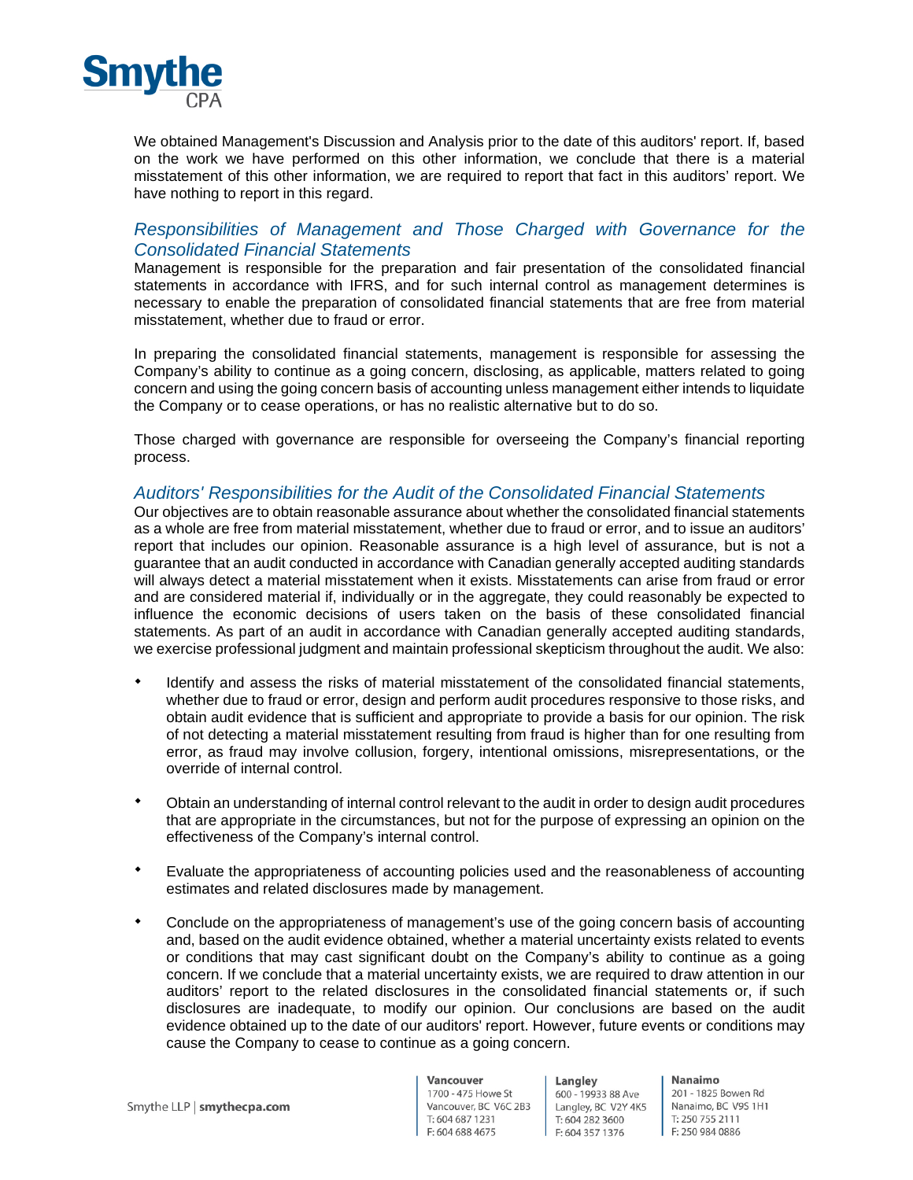We obtained Management's Discussion and Analysis prior to the date of this auditors' report. If, based on the work we have performed on this other information, we conclude that there is a material misstatement of this other information, we are required to report that fact in this auditors' report. We have nothing to report in this regard.

### *Responsibilities of Management and Those Charged with Governance for the Consolidated Financial Statements*

Management is responsible for the preparation and fair presentation of the consolidated financial statements in accordance with IFRS, and for such internal control as management determines is necessary to enable the preparation of consolidated financial statements that are free from material misstatement, whether due to fraud or error.

In preparing the consolidated financial statements, management is responsible for assessing the Company's ability to continue as a going concern, disclosing, as applicable, matters related to going concern and using the going concern basis of accounting unless management either intends to liquidate the Company or to cease operations, or has no realistic alternative but to do so.

Those charged with governance are responsible for overseeing the Company's financial reporting process.

### *Auditors' Responsibilities for the Audit of the Consolidated Financial Statements*

Our objectives are to obtain reasonable assurance about whether the consolidated financial statements as a whole are free from material misstatement, whether due to fraud or error, and to issue an auditors' report that includes our opinion. Reasonable assurance is a high level of assurance, but is not a guarantee that an audit conducted in accordance with Canadian generally accepted auditing standards will always detect a material misstatement when it exists. Misstatements can arise from fraud or error and are considered material if, individually or in the aggregate, they could reasonably be expected to influence the economic decisions of users taken on the basis of these consolidated financial statements. As part of an audit in accordance with Canadian generally accepted auditing standards, we exercise professional judgment and maintain professional skepticism throughout the audit. We also:

- Identify and assess the risks of material misstatement of the consolidated financial statements, whether due to fraud or error, design and perform audit procedures responsive to those risks, and obtain audit evidence that is sufficient and appropriate to provide a basis for our opinion. The risk of not detecting a material misstatement resulting from fraud is higher than for one resulting from error, as fraud may involve collusion, forgery, intentional omissions, misrepresentations, or the override of internal control.

- Obtain an understanding of internal control relevant to the audit in order to design audit procedures that are appropriate in the circumstances, but not for the purpose of expressing an opinion on the effectiveness of the Company's internal control.

- Evaluate the appropriateness of accounting policies used and the reasonableness of accounting estimates and related disclosures made by management.

- Conclude on the appropriateness of management's use of the going concern basis of accounting and, based on the audit evidence obtained, whether a material uncertainty exists related to events or conditions that may cast significant doubt on the Company's ability to continue as a going concern. If we conclude that a material uncertainty exists, we are required to draw attention in our auditors' report to the related disclosures in the consolidated financial statements or, if such disclosures are inadequate, to modify our opinion. Our conclusions are based on the audit evidence obtained up to the date of our auditors' report. However, future events or conditions may cause the Company to cease to continue as a going concern.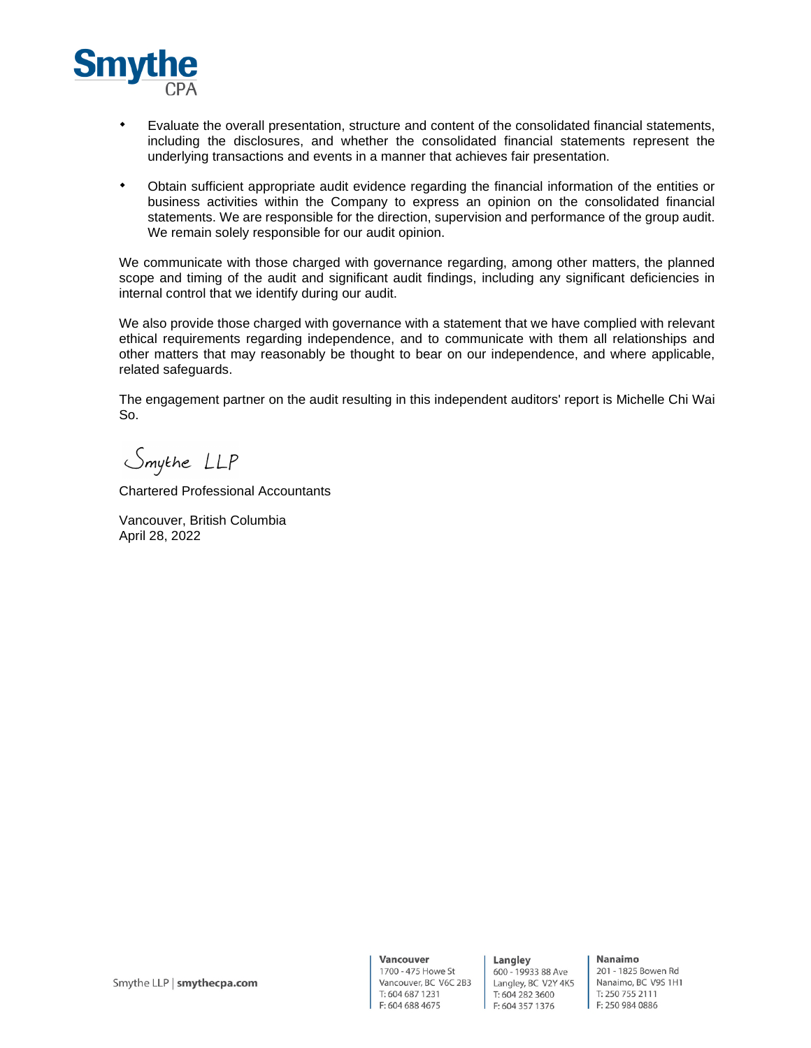- Evaluate the overall presentation, structure and content of the consolidated financial statements, including the disclosures, and whether the consolidated financial statements represent the underlying transactions and events in a manner that achieves fair presentation.

- Obtain sufficient appropriate audit evidence regarding the financial information of the entities or business activities within the Company to express an opinion on the consolidated financial statements. We are responsible for the direction, supervision and performance of the group audit. We remain solely responsible for our audit opinion.

We communicate with those charged with governance regarding, among other matters, the planned scope and timing of the audit and significant audit findings, including any significant deficiencies in internal control that we identify during our audit.

We also provide those charged with governance with a statement that we have complied with relevant ethical requirements regarding independence, and to communicate with them all relationships and other matters that may reasonably be thought to bear on our independence, and where applicable, related safeguards.

The engagement partner on the audit resulting in this independent auditors' report is Michelle Chi Wai So.

Smythe LLP

Chartered Professional Accountants

Vancouver, British Columbia
April 28, 2022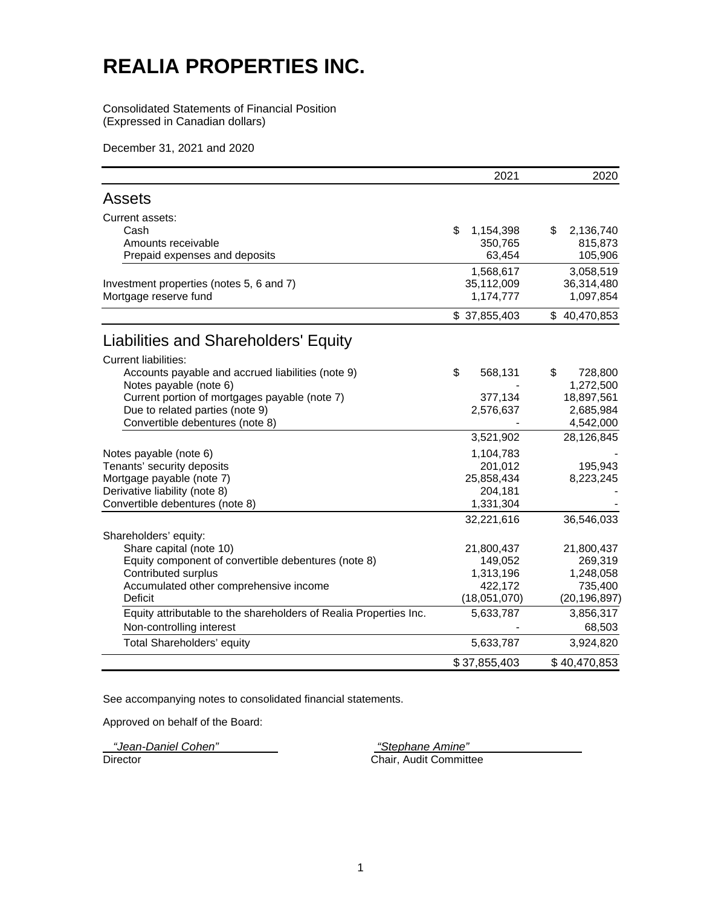# REALIA PROPERTIES INC.

Consolidated Statements of Financial Position
(Expressed in Canadian dollars)

December 31, 2021 and 2020

| | 2021 | 2020 |
|---|---|---|
| **Assets** | | |
| Current assets: | | |
| Cash | $ 1,154,398 | $ 2,136,740 |
| Amounts receivable | 350,765 | 815,873 |
| Prepaid expenses and deposits | 63,454 | 105,906 |
| | 1,568,617 | 3,058,519 |
| Investment properties (notes 5, 6 and 7) | 35,112,009 | 36,314,480 |
| Mortgage reserve fund | 1,174,777 | 1,097,854 |
| | $ 37,855,403 | $ 40,470,853 |
| **Liabilities and Shareholders' Equity** | | |
| Current liabilities: | | |
| Accounts payable and accrued liabilities (note 9) | $ 568,131 | $ 728,800 |
| Notes payable (note 6) | - | 1,272,500 |
| Current portion of mortgages payable (note 7) | 377,134 | 18,897,561 |
| Due to related parties (note 9) | 2,576,637 | 2,685,984 |
| Convertible debentures (note 8) | - | 4,542,000 |
| | 3,521,902 | 28,126,845 |
| Notes payable (note 6) | 1,104,783 | - |
| Tenants' security deposits | 201,012 | 195,943 |
| Mortgage payable (note 7) | 25,858,434 | 8,223,245 |
| Derivative liability (note 8) | 204,181 | - |
| Convertible debentures (note 8) | 1,331,304 | - |
| | 32,221,616 | 36,546,033 |
| Shareholders' equity: | | |
| Share capital (note 10) | 21,800,437 | 21,800,437 |
| Equity component of convertible debentures (note 8) | 149,052 | 269,319 |
| Contributed surplus | 1,313,196 | 1,248,058 |
| Accumulated other comprehensive income | 422,172 | 735,400 |
| Deficit | (18,051,070) | (20,196,897) |
| Equity attributable to the shareholders of Realia Properties Inc. | 5,633,787 | 3,856,317 |
| Non-controlling interest | - | 68,503 |
| Total Shareholders' equity | 5,633,787 | 3,924,820 |
| | $ 37,855,403 | $ 40,470,853 |

See accompanying notes to consolidated financial statements.

Approved on behalf of the Board:

*"Jean-Daniel Cohen"*
Director

*"Stephane Amine"*
Chair, Audit Committee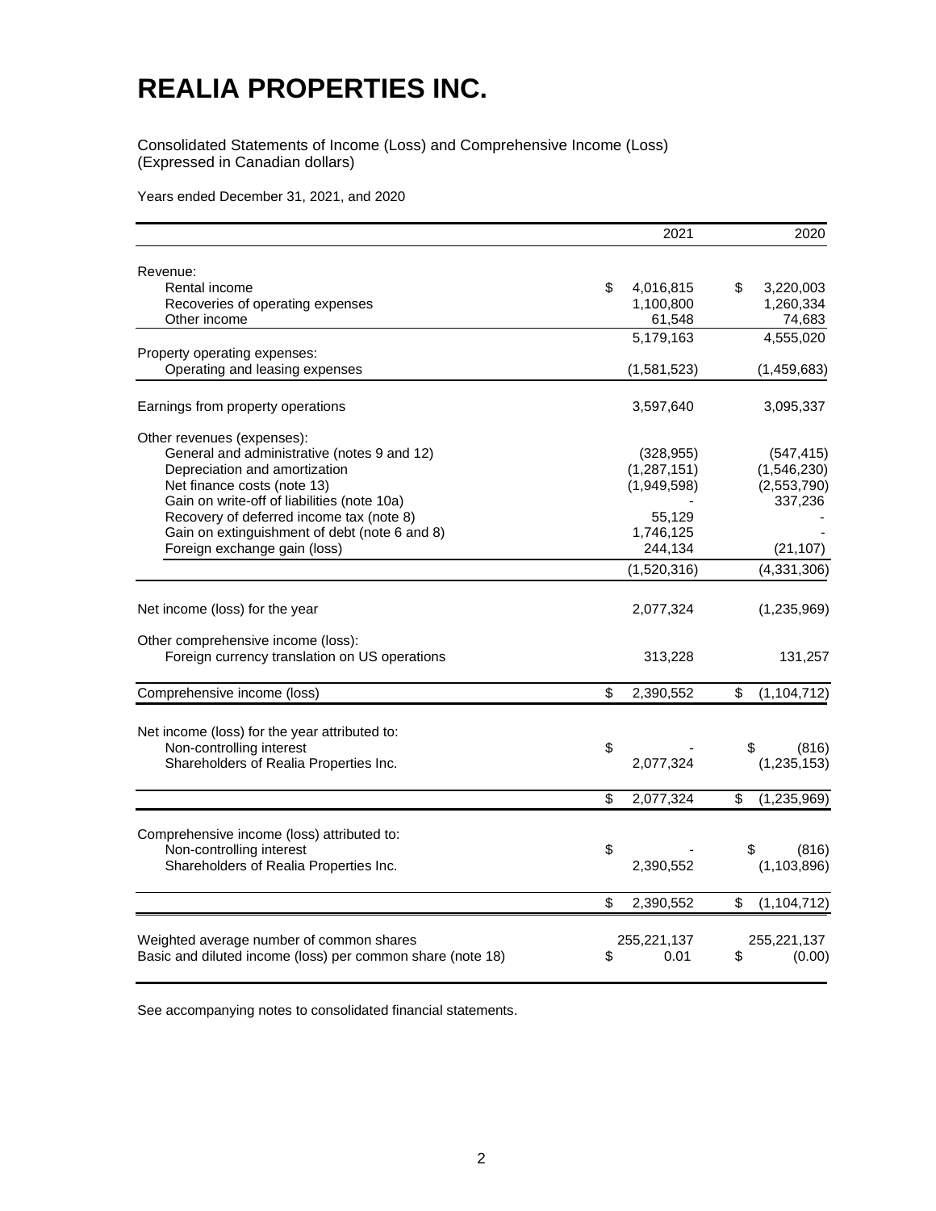# REALIA PROPERTIES INC.

Consolidated Statements of Income (Loss) and Comprehensive Income (Loss)
(Expressed in Canadian dollars)

Years ended December 31, 2021, and 2020

| | 2021 | 2020 |
|---|---|---|
| Revenue: | | |
| Rental income | $ 4,016,815 | $ 3,220,003 |
| Recoveries of operating expenses | 1,100,800 | 1,260,334 |
| Other income | 61,548 | 74,683 |
| | 5,179,163 | 4,555,020 |
| Property operating expenses: | | |
| Operating and leasing expenses | (1,581,523) | (1,459,683) |
| Earnings from property operations | 3,597,640 | 3,095,337 |
| Other revenues (expenses): | | |
| General and administrative (notes 9 and 12) | (328,955) | (547,415) |
| Depreciation and amortization | (1,287,151) | (1,546,230) |
| Net finance costs (note 13) | (1,949,598) | (2,553,790) |
| Gain on write-off of liabilities (note 10a) | - | 337,236 |
| Recovery of deferred income tax (note 8) | 55,129 | - |
| Gain on extinguishment of debt (note 6 and 8) | 1,746,125 | - |
| Foreign exchange gain (loss) | 244,134 | (21,107) |
| | (1,520,316) | (4,331,306) |
| Net income (loss) for the year | 2,077,324 | (1,235,969) |
| Other comprehensive income (loss): | | |
| Foreign currency translation on US operations | 313,228 | 131,257 |
| Comprehensive income (loss) | $ 2,390,552 | $ (1,104,712) |
| Net income (loss) for the year attributed to: | | |
| Non-controlling interest | $ - | $ (816) |
| Shareholders of Realia Properties Inc. | 2,077,324 | (1,235,153) |
| | $ 2,077,324 | $ (1,235,969) |
| Comprehensive income (loss) attributed to: | | |
| Non-controlling interest | $ - | $ (816) |
| Shareholders of Realia Properties Inc. | 2,390,552 | (1,103,896) |
| | $ 2,390,552 | $ (1,104,712) |
| Weighted average number of common shares | 255,221,137 | 255,221,137 |
| Basic and diluted income (loss) per common share (note 18) | $ 0.01 | $ (0.00) |

See accompanying notes to consolidated financial statements.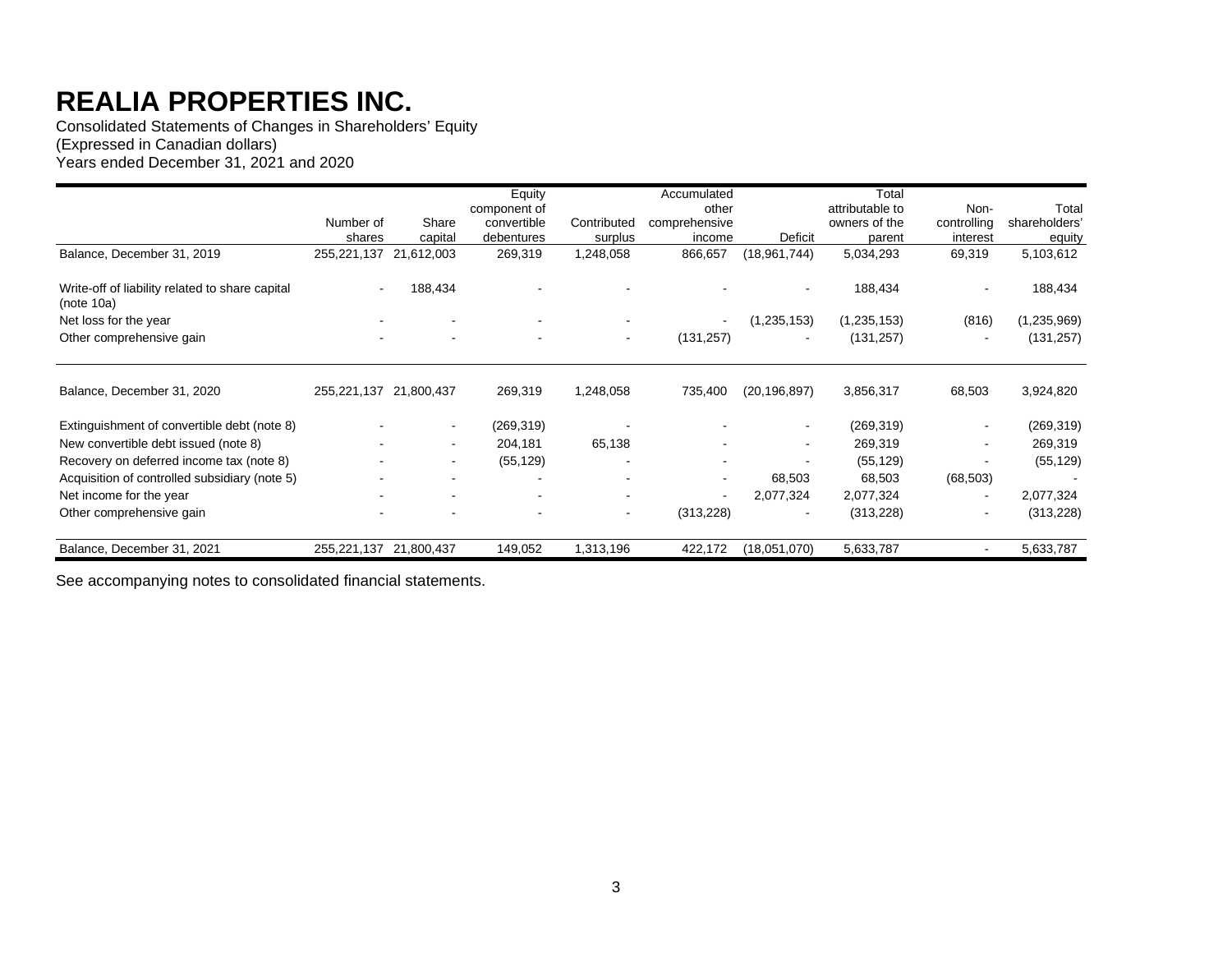# REALIA PROPERTIES INC.

Consolidated Statements of Changes in Shareholders' Equity
(Expressed in Canadian dollars)
Years ended December 31, 2021 and 2020

| | Number of shares | Share capital | Equity component of convertible debentures | Contributed surplus | Accumulated other comprehensive income | Deficit | Total attributable to owners of the parent | Non-controlling interest | Total shareholders' equity |
|---|---|---|---|---|---|---|---|---|---|
| Balance, December 31, 2019 | 255,221,137 | 21,612,003 | 269,319 | 1,248,058 | 866,657 | (18,961,744) | 5,034,293 | 69,319 | 5,103,612 |
| Write-off of liability related to share capital (note 10a) | - | 188,434 | - | - | - | - | 188,434 | - | 188,434 |
| Net loss for the year | - | - | - | - | - | (1,235,153) | (1,235,153) | (816) | (1,235,969) |
| Other comprehensive gain | - | - | - | - | (131,257) | - | (131,257) | - | (131,257) |
| Balance, December 31, 2020 | 255,221,137 | 21,800,437 | 269,319 | 1,248,058 | 735,400 | (20,196,897) | 3,856,317 | 68,503 | 3,924,820 |
| Extinguishment of convertible debt (note 8) | - | - | (269,319) | - | - | - | (269,319) | - | (269,319) |
| New convertible debt issued (note 8) | - | - | 204,181 | 65,138 | - | - | 269,319 | - | 269,319 |
| Recovery on deferred income tax (note 8) | - | - | (55,129) | - | - | - | (55,129) | - | (55,129) |
| Acquisition of controlled subsidiary (note 5) | - | - | - | - | - | 68,503 | 68,503 | (68,503) | - |
| Net income for the year | - | - | - | - | - | 2,077,324 | 2,077,324 | - | 2,077,324 |
| Other comprehensive gain | - | - | - | - | (313,228) | - | (313,228) | - | (313,228) |
| Balance, December 31, 2021 | 255,221,137 | 21,800,437 | 149,052 | 1,313,196 | 422,172 | (18,051,070) | 5,633,787 | - | 5,633,787 |

See accompanying notes to consolidated financial statements.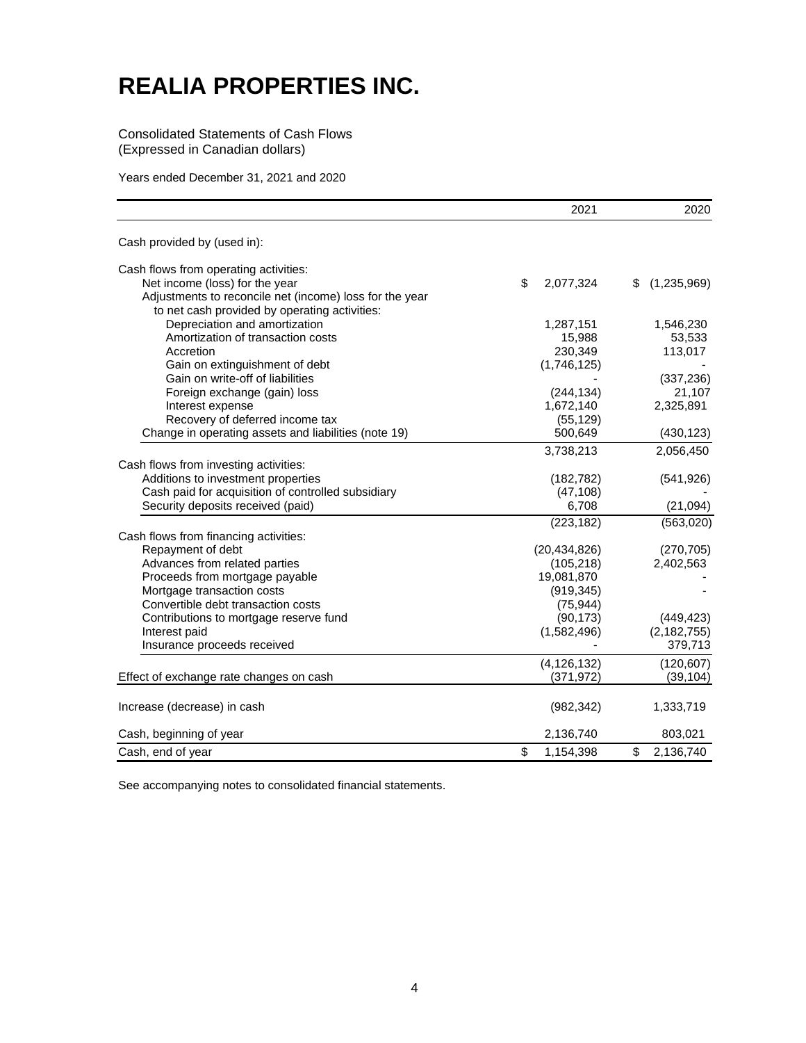# REALIA PROPERTIES INC.

Consolidated Statements of Cash Flows
(Expressed in Canadian dollars)

Years ended December 31, 2021 and 2020

| | 2021 | 2020 |
|---|---|---|
| Cash provided by (used in): | | |
| Cash flows from operating activities: | | |
| Net income (loss) for the year | $ 2,077,324 | $ (1,235,969) |
| Adjustments to reconcile net (income) loss for the year to net cash provided by operating activities: | | |
| Depreciation and amortization | 1,287,151 | 1,546,230 |
| Amortization of transaction costs | 15,988 | 53,533 |
| Accretion | 230,349 | 113,017 |
| Gain on extinguishment of debt | (1,746,125) | - |
| Gain on write-off of liabilities | - | (337,236) |
| Foreign exchange (gain) loss | (244,134) | 21,107 |
| Interest expense | 1,672,140 | 2,325,891 |
| Recovery of deferred income tax | (55,129) | |
| Change in operating assets and liabilities (note 19) | 500,649 | (430,123) |
| | 3,738,213 | 2,056,450 |
| Cash flows from investing activities: | | |
| Additions to investment properties | (182,782) | (541,926) |
| Cash paid for acquisition of controlled subsidiary | (47,108) | - |
| Security deposits received (paid) | 6,708 | (21,094) |
| | (223,182) | (563,020) |
| Cash flows from financing activities: | | |
| Repayment of debt | (20,434,826) | (270,705) |
| Advances from related parties | (105,218) | 2,402,563 |
| Proceeds from mortgage payable | 19,081,870 | - |
| Mortgage transaction costs | (919,345) | - |
| Convertible debt transaction costs | (75,944) | |
| Contributions to mortgage reserve fund | (90,173) | (449,423) |
| Interest paid | (1,582,496) | (2,182,755) |
| Insurance proceeds received | - | 379,713 |
| | (4,126,132) | (120,607) |
| Effect of exchange rate changes on cash | (371,972) | (39,104) |
| Increase (decrease) in cash | (982,342) | 1,333,719 |
| Cash, beginning of year | 2,136,740 | 803,021 |
| Cash, end of year | $ 1,154,398 | $ 2,136,740 |

See accompanying notes to consolidated financial statements.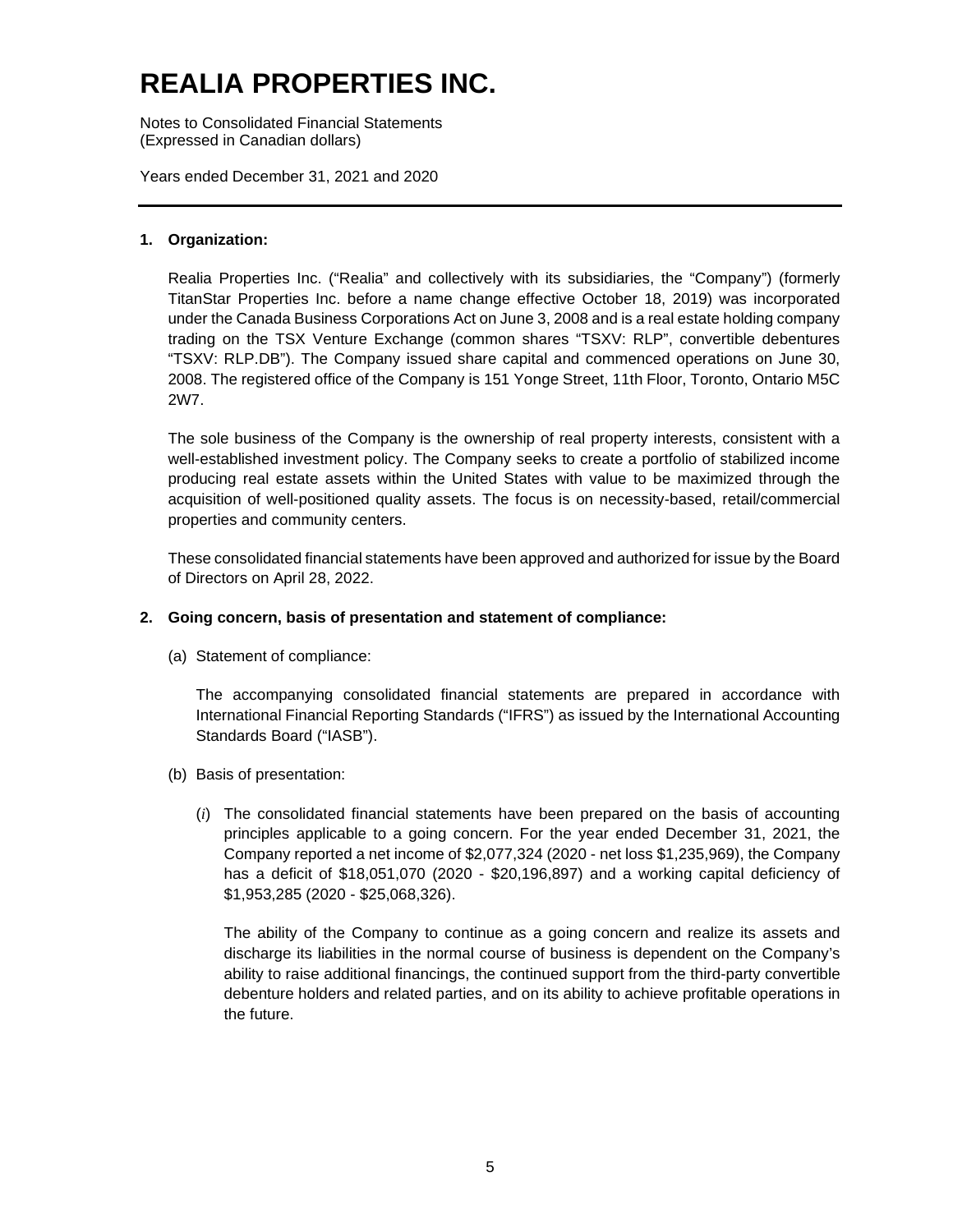# REALIA PROPERTIES INC.

Notes to Consolidated Financial Statements
(Expressed in Canadian dollars)

Years ended December 31, 2021 and 2020

---

**1. Organization:**

Realia Properties Inc. ("Realia" and collectively with its subsidiaries, the "Company") (formerly TitanStar Properties Inc. before a name change effective October 18, 2019) was incorporated under the Canada Business Corporations Act on June 3, 2008 and is a real estate holding company trading on the TSX Venture Exchange (common shares "TSXV: RLP", convertible debentures "TSXV: RLP.DB"). The Company issued share capital and commenced operations on June 30, 2008. The registered office of the Company is 151 Yonge Street, 11th Floor, Toronto, Ontario M5C 2W7.

The sole business of the Company is the ownership of real property interests, consistent with a well-established investment policy. The Company seeks to create a portfolio of stabilized income producing real estate assets within the United States with value to be maximized through the acquisition of well-positioned quality assets. The focus is on necessity-based, retail/commercial properties and community centers.

These consolidated financial statements have been approved and authorized for issue by the Board of Directors on April 28, 2022.

**2. Going concern, basis of presentation and statement of compliance:**

(a) Statement of compliance:

The accompanying consolidated financial statements are prepared in accordance with International Financial Reporting Standards ("IFRS") as issued by the International Accounting Standards Board ("IASB").

(b) Basis of presentation:

(*i*) The consolidated financial statements have been prepared on the basis of accounting principles applicable to a going concern. For the year ended December 31, 2021, the Company reported a net income of $2,077,324 (2020 - net loss $1,235,969), the Company has a deficit of $18,051,070 (2020 - $20,196,897) and a working capital deficiency of $1,953,285 (2020 - $25,068,326).

The ability of the Company to continue as a going concern and realize its assets and discharge its liabilities in the normal course of business is dependent on the Company's ability to raise additional financings, the continued support from the third-party convertible debenture holders and related parties, and on its ability to achieve profitable operations in the future.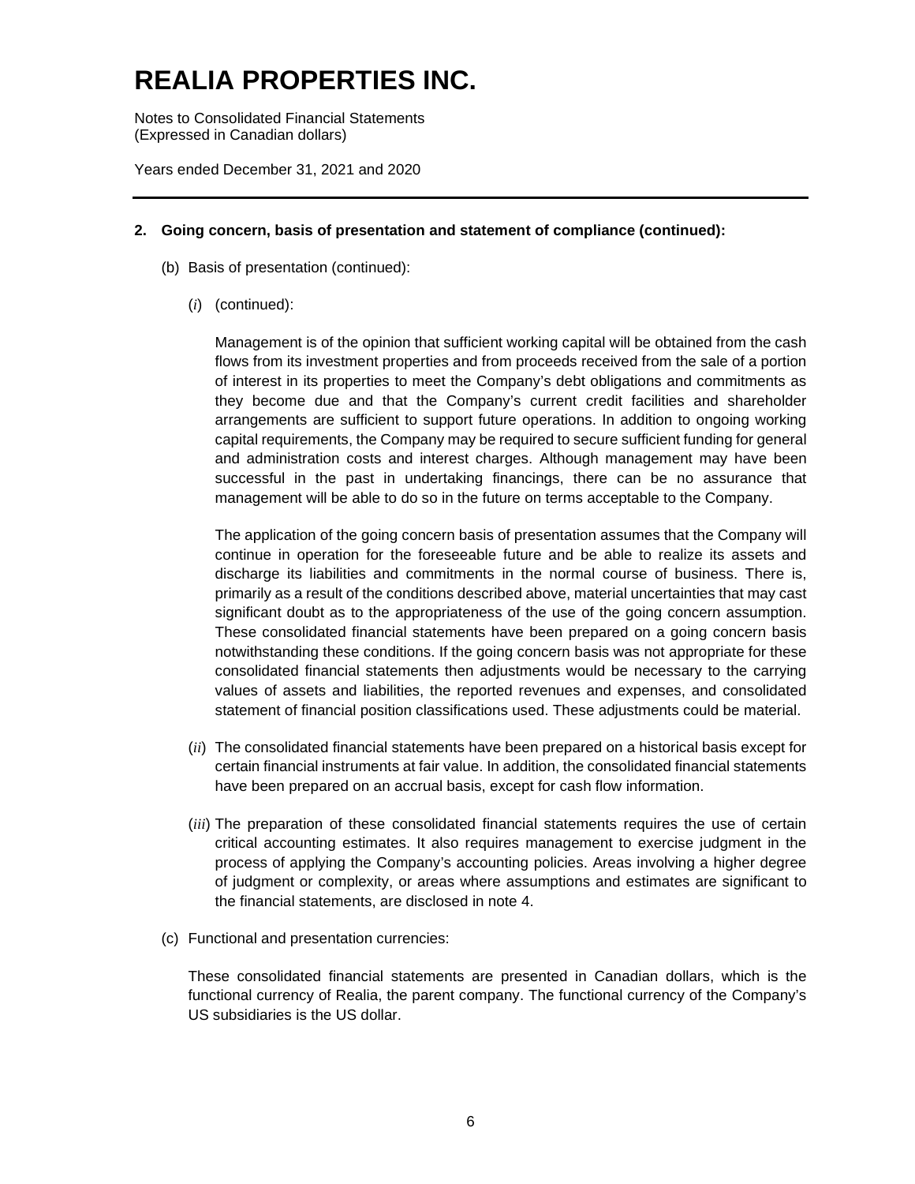## 2. Going concern, basis of presentation and statement of compliance (continued):

(b) Basis of presentation (continued):

(*i*) (continued):

Management is of the opinion that sufficient working capital will be obtained from the cash flows from its investment properties and from proceeds received from the sale of a portion of interest in its properties to meet the Company's debt obligations and commitments as they become due and that the Company's current credit facilities and shareholder arrangements are sufficient to support future operations. In addition to ongoing working capital requirements, the Company may be required to secure sufficient funding for general and administration costs and interest charges. Although management may have been successful in the past in undertaking financings, there can be no assurance that management will be able to do so in the future on terms acceptable to the Company.

The application of the going concern basis of presentation assumes that the Company will continue in operation for the foreseeable future and be able to realize its assets and discharge its liabilities and commitments in the normal course of business. There is, primarily as a result of the conditions described above, material uncertainties that may cast significant doubt as to the appropriateness of the use of the going concern assumption. These consolidated financial statements have been prepared on a going concern basis notwithstanding these conditions. If the going concern basis was not appropriate for these consolidated financial statements then adjustments would be necessary to the carrying values of assets and liabilities, the reported revenues and expenses, and consolidated statement of financial position classifications used. These adjustments could be material.

(*ii*) The consolidated financial statements have been prepared on a historical basis except for certain financial instruments at fair value. In addition, the consolidated financial statements have been prepared on an accrual basis, except for cash flow information.

(*iii*) The preparation of these consolidated financial statements requires the use of certain critical accounting estimates. It also requires management to exercise judgment in the process of applying the Company's accounting policies. Areas involving a higher degree of judgment or complexity, or areas where assumptions and estimates are significant to the financial statements, are disclosed in note 4.

(c) Functional and presentation currencies:

These consolidated financial statements are presented in Canadian dollars, which is the functional currency of Realia, the parent company. The functional currency of the Company's US subsidiaries is the US dollar.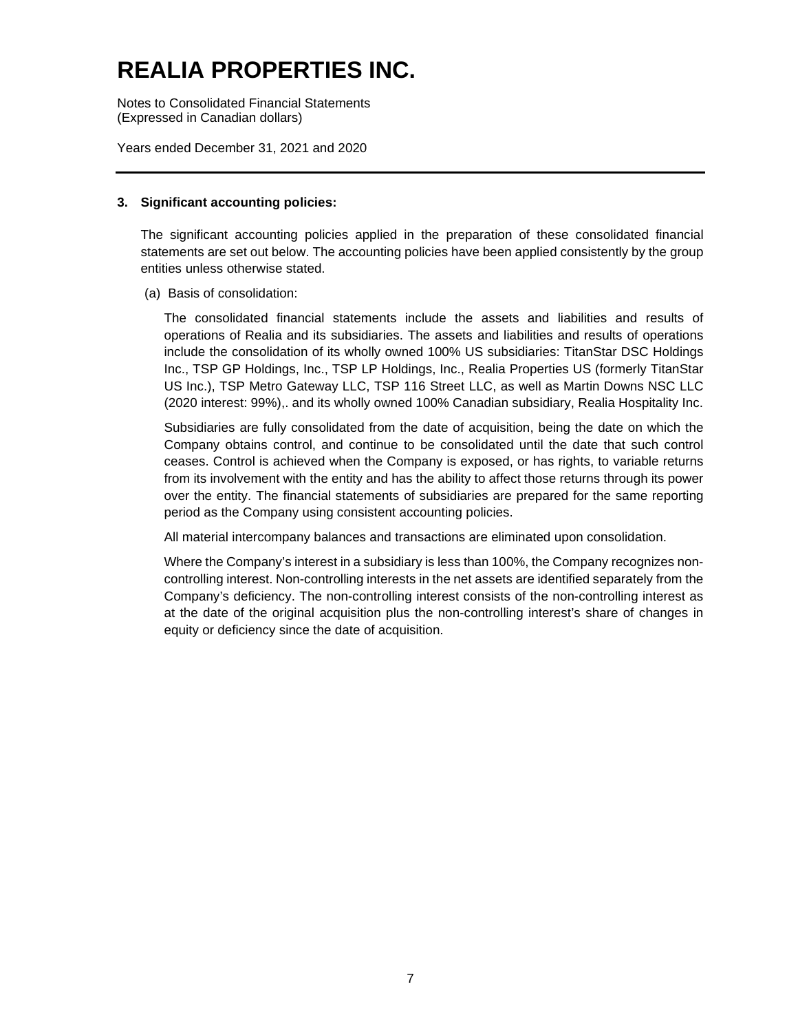## 3. Significant accounting policies:

The significant accounting policies applied in the preparation of these consolidated financial statements are set out below. The accounting policies have been applied consistently by the group entities unless otherwise stated.

(a) Basis of consolidation:

The consolidated financial statements include the assets and liabilities and results of operations of Realia and its subsidiaries. The assets and liabilities and results of operations include the consolidation of its wholly owned 100% US subsidiaries: TitanStar DSC Holdings Inc., TSP GP Holdings, Inc., TSP LP Holdings, Inc., Realia Properties US (formerly TitanStar US Inc.), TSP Metro Gateway LLC, TSP 116 Street LLC, as well as Martin Downs NSC LLC (2020 interest: 99%),. and its wholly owned 100% Canadian subsidiary, Realia Hospitality Inc.

Subsidiaries are fully consolidated from the date of acquisition, being the date on which the Company obtains control, and continue to be consolidated until the date that such control ceases. Control is achieved when the Company is exposed, or has rights, to variable returns from its involvement with the entity and has the ability to affect those returns through its power over the entity. The financial statements of subsidiaries are prepared for the same reporting period as the Company using consistent accounting policies.

All material intercompany balances and transactions are eliminated upon consolidation.

Where the Company's interest in a subsidiary is less than 100%, the Company recognizes non-controlling interest. Non-controlling interests in the net assets are identified separately from the Company's deficiency. The non-controlling interest consists of the non-controlling interest as at the date of the original acquisition plus the non-controlling interest's share of changes in equity or deficiency since the date of acquisition.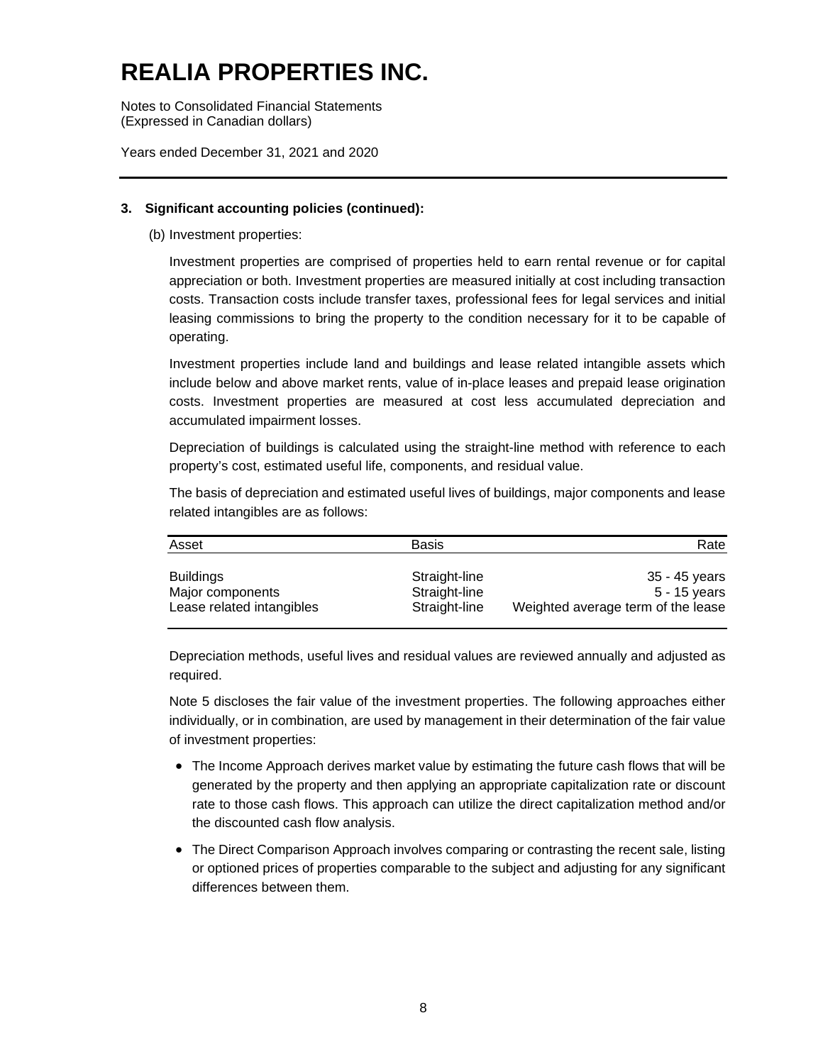# REALIA PROPERTIES INC.

Notes to Consolidated Financial Statements
(Expressed in Canadian dollars)

Years ended December 31, 2021 and 2020

## 3. Significant accounting policies (continued):

(b) Investment properties:

Investment properties are comprised of properties held to earn rental revenue or for capital appreciation or both. Investment properties are measured initially at cost including transaction costs. Transaction costs include transfer taxes, professional fees for legal services and initial leasing commissions to bring the property to the condition necessary for it to be capable of operating.

Investment properties include land and buildings and lease related intangible assets which include below and above market rents, value of in-place leases and prepaid lease origination costs. Investment properties are measured at cost less accumulated depreciation and accumulated impairment losses.

Depreciation of buildings is calculated using the straight-line method with reference to each property's cost, estimated useful life, components, and residual value.

The basis of depreciation and estimated useful lives of buildings, major components and lease related intangibles are as follows:

| Asset | Basis | Rate |
|---|---|---|
| Buildings | Straight-line | 35 - 45 years |
| Major components | Straight-line | 5 - 15 years |
| Lease related intangibles | Straight-line | Weighted average term of the lease |

Depreciation methods, useful lives and residual values are reviewed annually and adjusted as required.

Note 5 discloses the fair value of the investment properties. The following approaches either individually, or in combination, are used by management in their determination of the fair value of investment properties:

- The Income Approach derives market value by estimating the future cash flows that will be generated by the property and then applying an appropriate capitalization rate or discount rate to those cash flows. This approach can utilize the direct capitalization method and/or the discounted cash flow analysis.
- The Direct Comparison Approach involves comparing or contrasting the recent sale, listing or optioned prices of properties comparable to the subject and adjusting for any significant differences between them.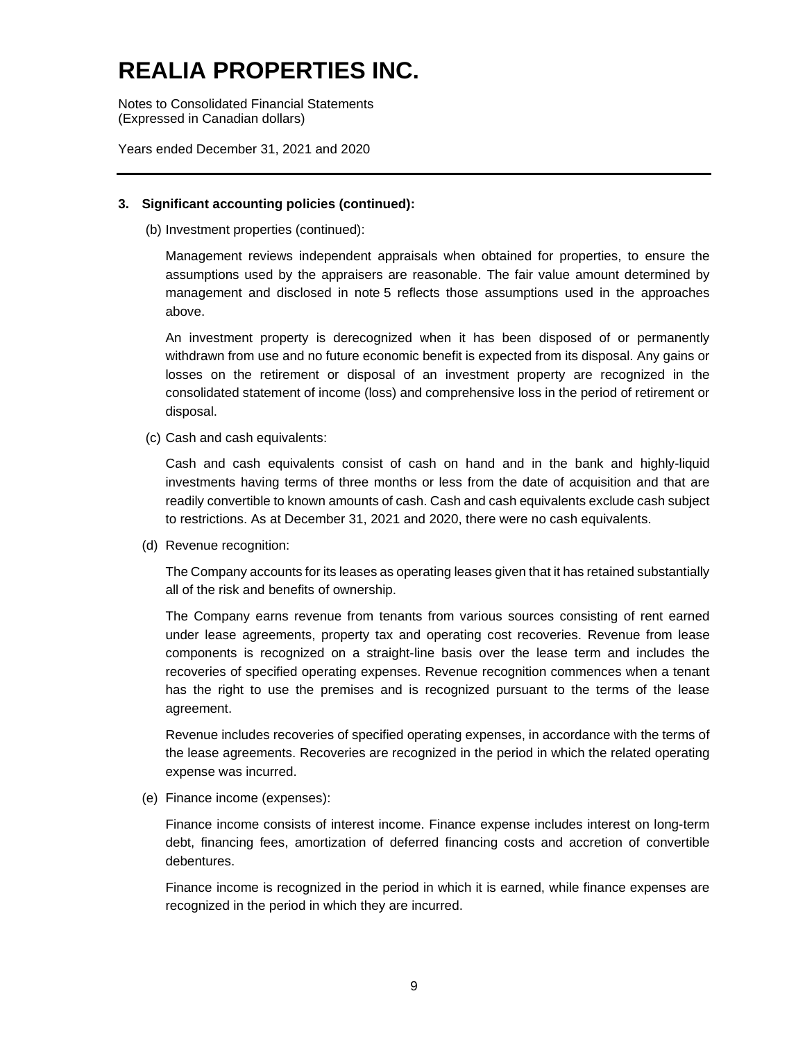# REALIA PROPERTIES INC.

Notes to Consolidated Financial Statements
(Expressed in Canadian dollars)

Years ended December 31, 2021 and 2020

---

**3. Significant accounting policies (continued):**

(b) Investment properties (continued):

Management reviews independent appraisals when obtained for properties, to ensure the assumptions used by the appraisers are reasonable. The fair value amount determined by management and disclosed in note 5 reflects those assumptions used in the approaches above.

An investment property is derecognized when it has been disposed of or permanently withdrawn from use and no future economic benefit is expected from its disposal. Any gains or losses on the retirement or disposal of an investment property are recognized in the consolidated statement of income (loss) and comprehensive loss in the period of retirement or disposal.

(c) Cash and cash equivalents:

Cash and cash equivalents consist of cash on hand and in the bank and highly-liquid investments having terms of three months or less from the date of acquisition and that are readily convertible to known amounts of cash. Cash and cash equivalents exclude cash subject to restrictions. As at December 31, 2021 and 2020, there were no cash equivalents.

(d) Revenue recognition:

The Company accounts for its leases as operating leases given that it has retained substantially all of the risk and benefits of ownership.

The Company earns revenue from tenants from various sources consisting of rent earned under lease agreements, property tax and operating cost recoveries. Revenue from lease components is recognized on a straight-line basis over the lease term and includes the recoveries of specified operating expenses. Revenue recognition commences when a tenant has the right to use the premises and is recognized pursuant to the terms of the lease agreement.

Revenue includes recoveries of specified operating expenses, in accordance with the terms of the lease agreements. Recoveries are recognized in the period in which the related operating expense was incurred.

(e) Finance income (expenses):

Finance income consists of interest income. Finance expense includes interest on long-term debt, financing fees, amortization of deferred financing costs and accretion of convertible debentures.

Finance income is recognized in the period in which it is earned, while finance expenses are recognized in the period in which they are incurred.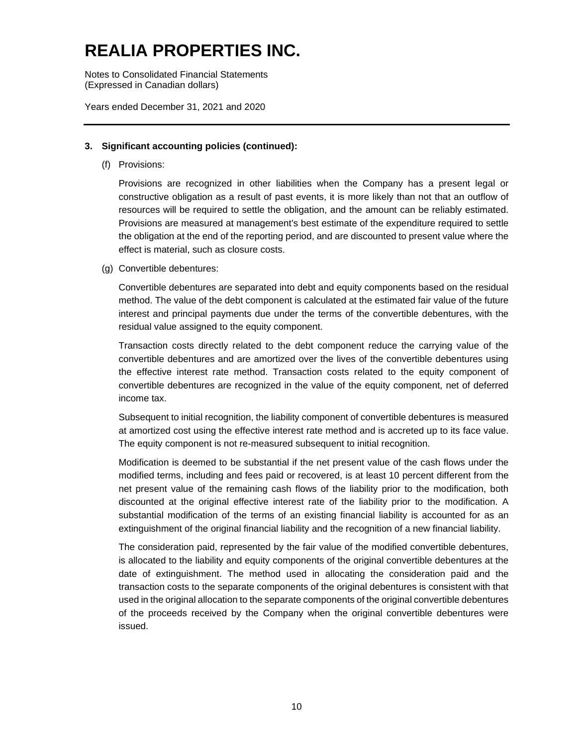# REALIA PROPERTIES INC.

Notes to Consolidated Financial Statements
(Expressed in Canadian dollars)

Years ended December 31, 2021 and 2020

---

**3. Significant accounting policies (continued):**

(f) Provisions:

Provisions are recognized in other liabilities when the Company has a present legal or constructive obligation as a result of past events, it is more likely than not that an outflow of resources will be required to settle the obligation, and the amount can be reliably estimated. Provisions are measured at management's best estimate of the expenditure required to settle the obligation at the end of the reporting period, and are discounted to present value where the effect is material, such as closure costs.

(g) Convertible debentures:

Convertible debentures are separated into debt and equity components based on the residual method. The value of the debt component is calculated at the estimated fair value of the future interest and principal payments due under the terms of the convertible debentures, with the residual value assigned to the equity component.

Transaction costs directly related to the debt component reduce the carrying value of the convertible debentures and are amortized over the lives of the convertible debentures using the effective interest rate method. Transaction costs related to the equity component of convertible debentures are recognized in the value of the equity component, net of deferred income tax.

Subsequent to initial recognition, the liability component of convertible debentures is measured at amortized cost using the effective interest rate method and is accreted up to its face value. The equity component is not re-measured subsequent to initial recognition.

Modification is deemed to be substantial if the net present value of the cash flows under the modified terms, including and fees paid or recovered, is at least 10 percent different from the net present value of the remaining cash flows of the liability prior to the modification, both discounted at the original effective interest rate of the liability prior to the modification. A substantial modification of the terms of an existing financial liability is accounted for as an extinguishment of the original financial liability and the recognition of a new financial liability.

The consideration paid, represented by the fair value of the modified convertible debentures, is allocated to the liability and equity components of the original convertible debentures at the date of extinguishment. The method used in allocating the consideration paid and the transaction costs to the separate components of the original debentures is consistent with that used in the original allocation to the separate components of the original convertible debentures of the proceeds received by the Company when the original convertible debentures were issued.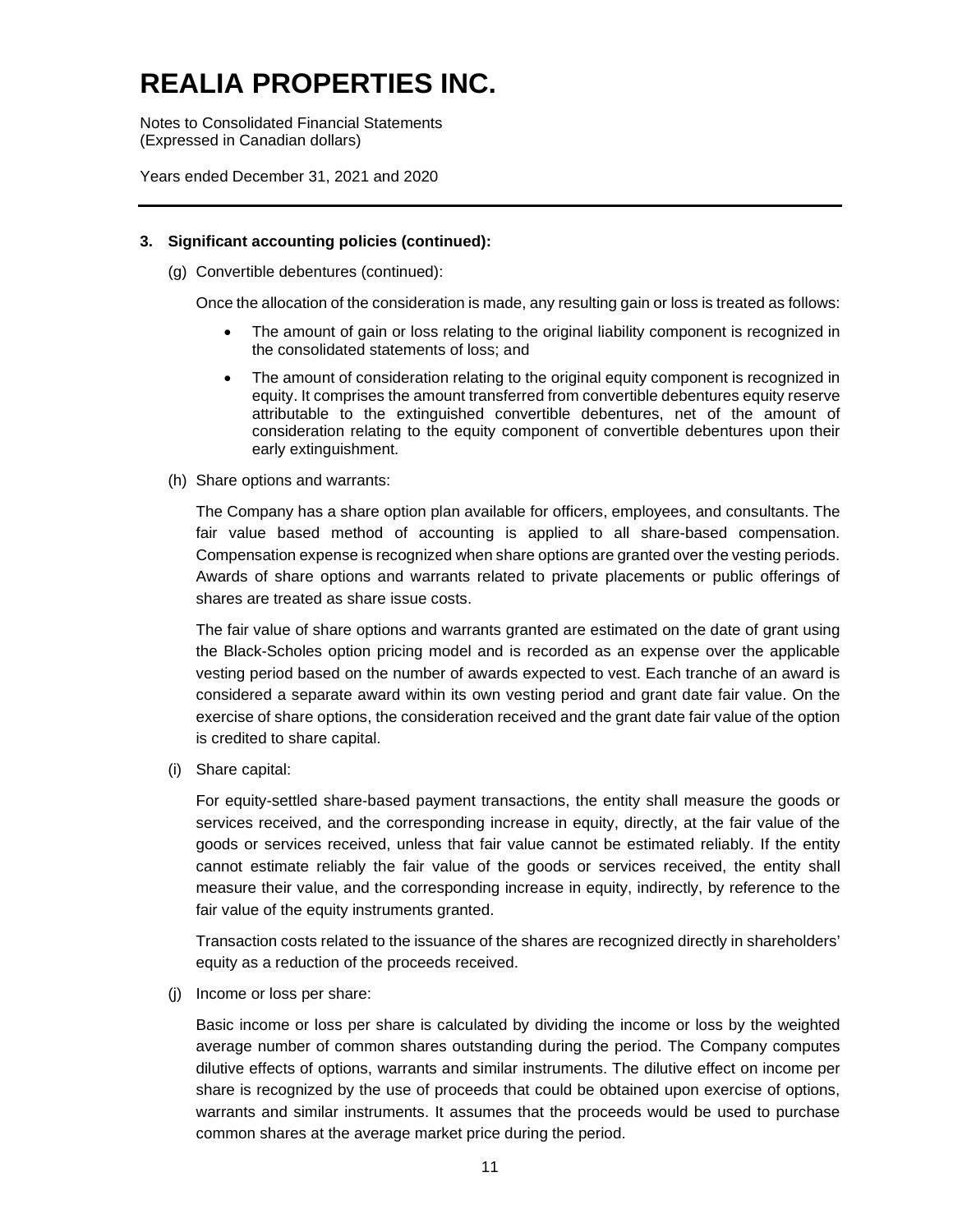### 3. Significant accounting policies (continued):

(g) Convertible debentures (continued):

Once the allocation of the consideration is made, any resulting gain or loss is treated as follows:

- The amount of gain or loss relating to the original liability component is recognized in the consolidated statements of loss; and
- The amount of consideration relating to the original equity component is recognized in equity. It comprises the amount transferred from convertible debentures equity reserve attributable to the extinguished convertible debentures, net of the amount of consideration relating to the equity component of convertible debentures upon their early extinguishment.

(h) Share options and warrants:

The Company has a share option plan available for officers, employees, and consultants. The fair value based method of accounting is applied to all share-based compensation. Compensation expense is recognized when share options are granted over the vesting periods. Awards of share options and warrants related to private placements or public offerings of shares are treated as share issue costs.

The fair value of share options and warrants granted are estimated on the date of grant using the Black-Scholes option pricing model and is recorded as an expense over the applicable vesting period based on the number of awards expected to vest. Each tranche of an award is considered a separate award within its own vesting period and grant date fair value. On the exercise of share options, the consideration received and the grant date fair value of the option is credited to share capital.

(i) Share capital:

For equity-settled share-based payment transactions, the entity shall measure the goods or services received, and the corresponding increase in equity, directly, at the fair value of the goods or services received, unless that fair value cannot be estimated reliably. If the entity cannot estimate reliably the fair value of the goods or services received, the entity shall measure their value, and the corresponding increase in equity, indirectly, by reference to the fair value of the equity instruments granted.

Transaction costs related to the issuance of the shares are recognized directly in shareholders' equity as a reduction of the proceeds received.

(j) Income or loss per share:

Basic income or loss per share is calculated by dividing the income or loss by the weighted average number of common shares outstanding during the period. The Company computes dilutive effects of options, warrants and similar instruments. The dilutive effect on income per share is recognized by the use of proceeds that could be obtained upon exercise of options, warrants and similar instruments. It assumes that the proceeds would be used to purchase common shares at the average market price during the period.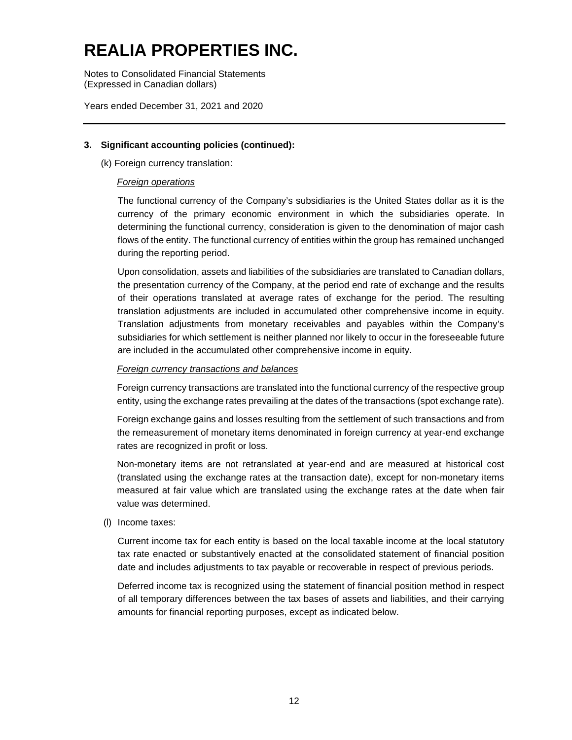## 3. Significant accounting policies (continued):

(k) Foreign currency translation:

*Foreign operations*

The functional currency of the Company's subsidiaries is the United States dollar as it is the currency of the primary economic environment in which the subsidiaries operate. In determining the functional currency, consideration is given to the denomination of major cash flows of the entity. The functional currency of entities within the group has remained unchanged during the reporting period.

Upon consolidation, assets and liabilities of the subsidiaries are translated to Canadian dollars, the presentation currency of the Company, at the period end rate of exchange and the results of their operations translated at average rates of exchange for the period. The resulting translation adjustments are included in accumulated other comprehensive income in equity. Translation adjustments from monetary receivables and payables within the Company's subsidiaries for which settlement is neither planned nor likely to occur in the foreseeable future are included in the accumulated other comprehensive income in equity.

*Foreign currency transactions and balances*

Foreign currency transactions are translated into the functional currency of the respective group entity, using the exchange rates prevailing at the dates of the transactions (spot exchange rate).

Foreign exchange gains and losses resulting from the settlement of such transactions and from the remeasurement of monetary items denominated in foreign currency at year-end exchange rates are recognized in profit or loss.

Non-monetary items are not retranslated at year-end and are measured at historical cost (translated using the exchange rates at the transaction date), except for non-monetary items measured at fair value which are translated using the exchange rates at the date when fair value was determined.

(l) Income taxes:

Current income tax for each entity is based on the local taxable income at the local statutory tax rate enacted or substantively enacted at the consolidated statement of financial position date and includes adjustments to tax payable or recoverable in respect of previous periods.

Deferred income tax is recognized using the statement of financial position method in respect of all temporary differences between the tax bases of assets and liabilities, and their carrying amounts for financial reporting purposes, except as indicated below.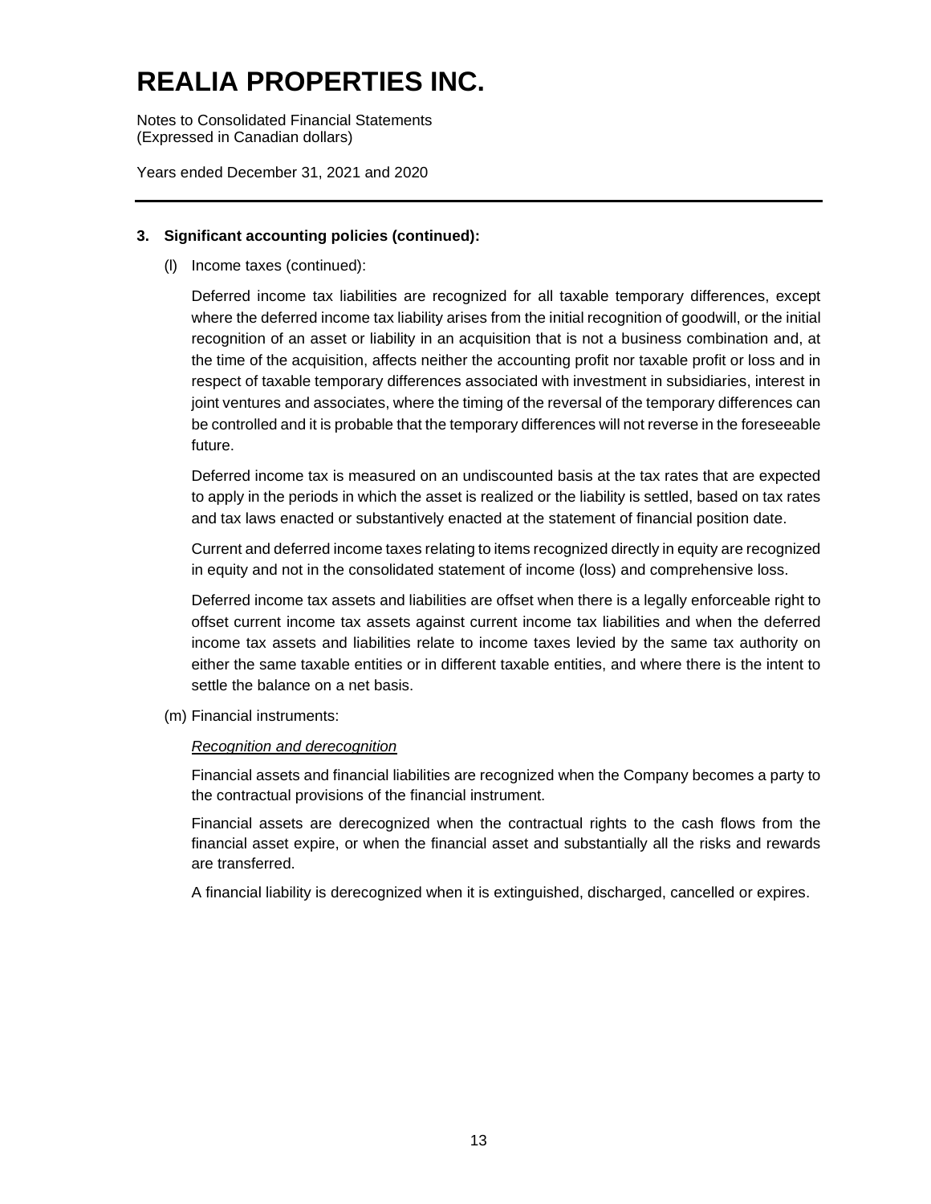### 3. Significant accounting policies (continued):

(l) Income taxes (continued):

Deferred income tax liabilities are recognized for all taxable temporary differences, except where the deferred income tax liability arises from the initial recognition of goodwill, or the initial recognition of an asset or liability in an acquisition that is not a business combination and, at the time of the acquisition, affects neither the accounting profit nor taxable profit or loss and in respect of taxable temporary differences associated with investment in subsidiaries, interest in joint ventures and associates, where the timing of the reversal of the temporary differences can be controlled and it is probable that the temporary differences will not reverse in the foreseeable future.

Deferred income tax is measured on an undiscounted basis at the tax rates that are expected to apply in the periods in which the asset is realized or the liability is settled, based on tax rates and tax laws enacted or substantively enacted at the statement of financial position date.

Current and deferred income taxes relating to items recognized directly in equity are recognized in equity and not in the consolidated statement of income (loss) and comprehensive loss.

Deferred income tax assets and liabilities are offset when there is a legally enforceable right to offset current income tax assets against current income tax liabilities and when the deferred income tax assets and liabilities relate to income taxes levied by the same tax authority on either the same taxable entities or in different taxable entities, and where there is the intent to settle the balance on a net basis.

(m) Financial instruments:

*Recognition and derecognition*

Financial assets and financial liabilities are recognized when the Company becomes a party to the contractual provisions of the financial instrument.

Financial assets are derecognized when the contractual rights to the cash flows from the financial asset expire, or when the financial asset and substantially all the risks and rewards are transferred.

A financial liability is derecognized when it is extinguished, discharged, cancelled or expires.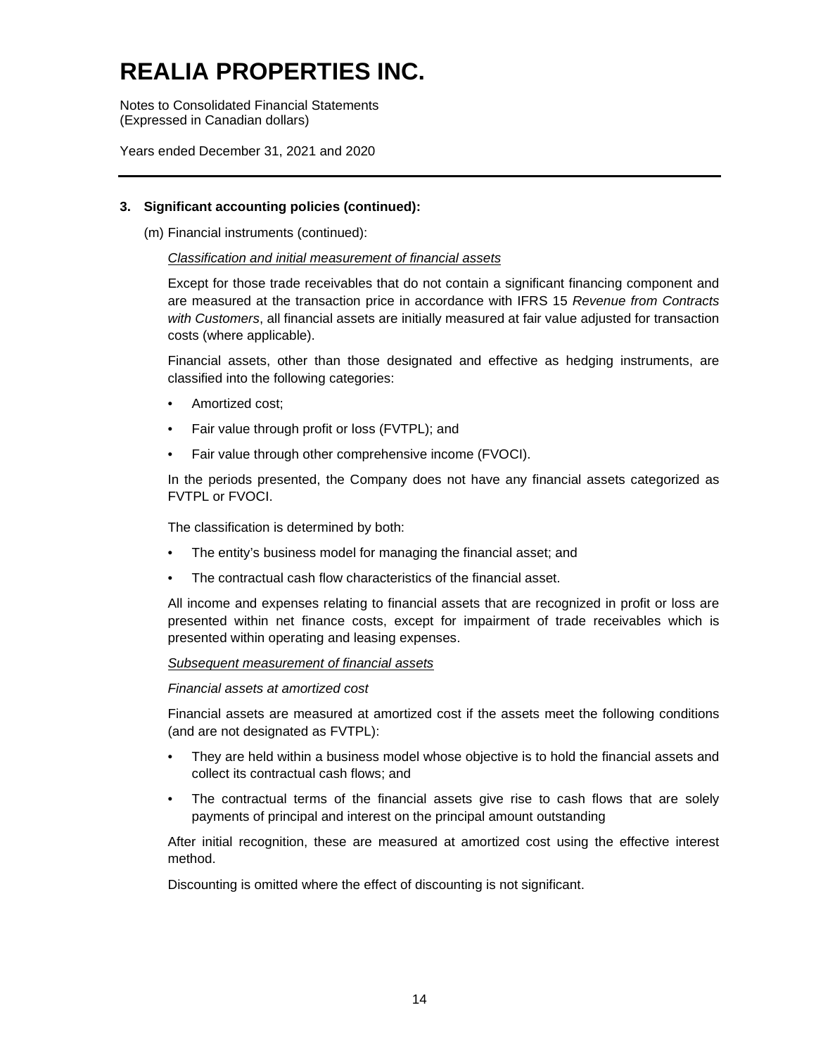# REALIA PROPERTIES INC.

Notes to Consolidated Financial Statements
(Expressed in Canadian dollars)

Years ended December 31, 2021 and 2020

---

**3. Significant accounting policies (continued):**

(m) Financial instruments (continued):

*Classification and initial measurement of financial assets*

Except for those trade receivables that do not contain a significant financing component and are measured at the transaction price in accordance with IFRS 15 *Revenue from Contracts with Customers*, all financial assets are initially measured at fair value adjusted for transaction costs (where applicable).

Financial assets, other than those designated and effective as hedging instruments, are classified into the following categories:

- Amortized cost;
- Fair value through profit or loss (FVTPL); and
- Fair value through other comprehensive income (FVOCI).

In the periods presented, the Company does not have any financial assets categorized as FVTPL or FVOCI.

The classification is determined by both:

- The entity's business model for managing the financial asset; and
- The contractual cash flow characteristics of the financial asset.

All income and expenses relating to financial assets that are recognized in profit or loss are presented within net finance costs, except for impairment of trade receivables which is presented within operating and leasing expenses.

*Subsequent measurement of financial assets*

*Financial assets at amortized cost*

Financial assets are measured at amortized cost if the assets meet the following conditions (and are not designated as FVTPL):

- They are held within a business model whose objective is to hold the financial assets and collect its contractual cash flows; and
- The contractual terms of the financial assets give rise to cash flows that are solely payments of principal and interest on the principal amount outstanding

After initial recognition, these are measured at amortized cost using the effective interest method.

Discounting is omitted where the effect of discounting is not significant.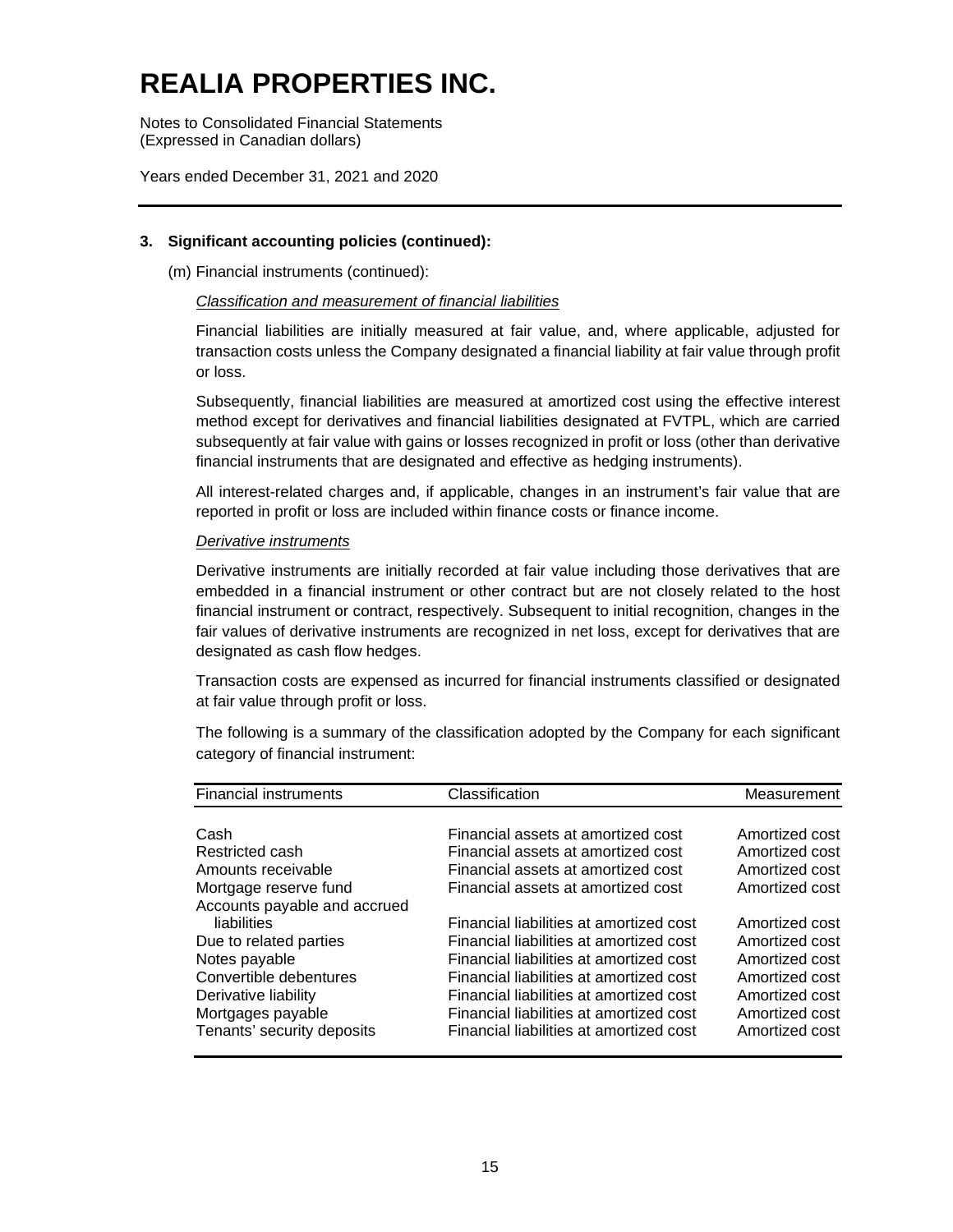# REALIA PROPERTIES INC.

Notes to Consolidated Financial Statements
(Expressed in Canadian dollars)

Years ended December 31, 2021 and 2020

## 3. Significant accounting policies (continued):

(m) Financial instruments (continued):

*Classification and measurement of financial liabilities*

Financial liabilities are initially measured at fair value, and, where applicable, adjusted for transaction costs unless the Company designated a financial liability at fair value through profit or loss.

Subsequently, financial liabilities are measured at amortized cost using the effective interest method except for derivatives and financial liabilities designated at FVTPL, which are carried subsequently at fair value with gains or losses recognized in profit or loss (other than derivative financial instruments that are designated and effective as hedging instruments).

All interest-related charges and, if applicable, changes in an instrument's fair value that are reported in profit or loss are included within finance costs or finance income.

*Derivative instruments*

Derivative instruments are initially recorded at fair value including those derivatives that are embedded in a financial instrument or other contract but are not closely related to the host financial instrument or contract, respectively. Subsequent to initial recognition, changes in the fair values of derivative instruments are recognized in net loss, except for derivatives that are designated as cash flow hedges.

Transaction costs are expensed as incurred for financial instruments classified or designated at fair value through profit or loss.

The following is a summary of the classification adopted by the Company for each significant category of financial instrument:

| Financial instruments | Classification | Measurement |
|---|---|---|
| Cash | Financial assets at amortized cost | Amortized cost |
| Restricted cash | Financial assets at amortized cost | Amortized cost |
| Amounts receivable | Financial assets at amortized cost | Amortized cost |
| Mortgage reserve fund | Financial assets at amortized cost | Amortized cost |
| Accounts payable and accrued liabilities | Financial liabilities at amortized cost | Amortized cost |
| Due to related parties | Financial liabilities at amortized cost | Amortized cost |
| Notes payable | Financial liabilities at amortized cost | Amortized cost |
| Convertible debentures | Financial liabilities at amortized cost | Amortized cost |
| Derivative liability | Financial liabilities at amortized cost | Amortized cost |
| Mortgages payable | Financial liabilities at amortized cost | Amortized cost |
| Tenants' security deposits | Financial liabilities at amortized cost | Amortized cost |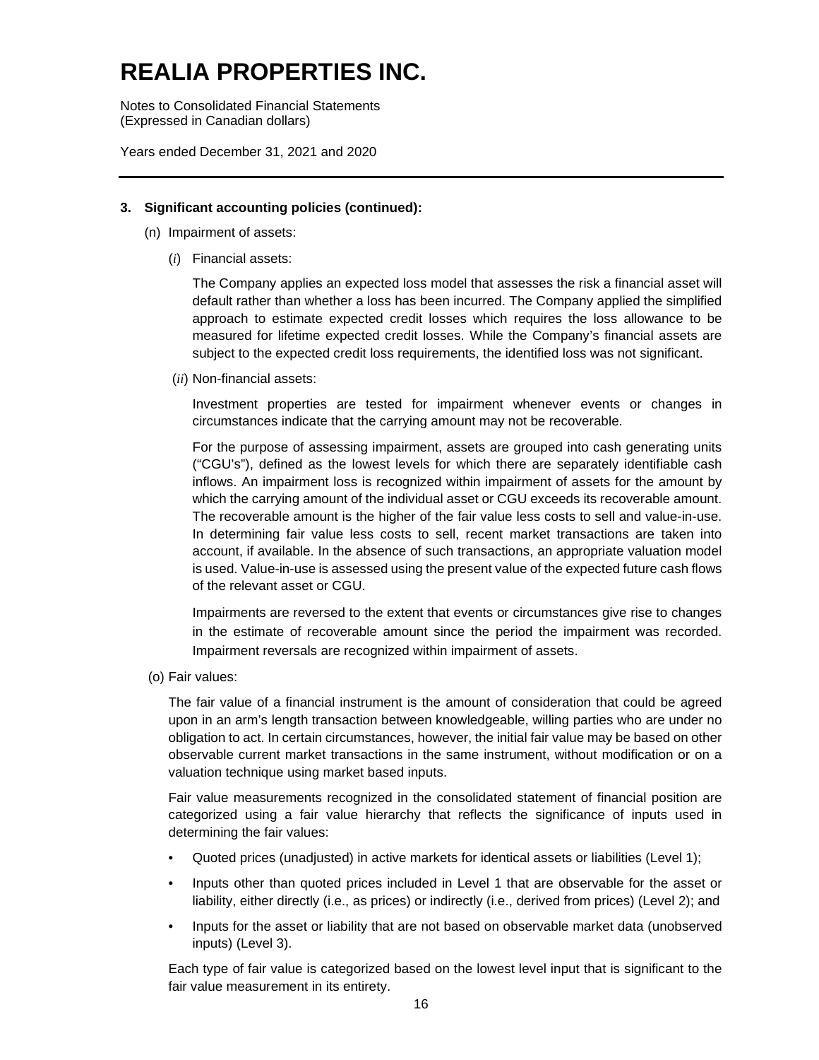# REALIA PROPERTIES INC.

Notes to Consolidated Financial Statements
(Expressed in Canadian dollars)

Years ended December 31, 2021 and 2020

---

**3. Significant accounting policies (continued):**

(n) Impairment of assets:

(*i*) Financial assets:

The Company applies an expected loss model that assesses the risk a financial asset will default rather than whether a loss has been incurred. The Company applied the simplified approach to estimate expected credit losses which requires the loss allowance to be measured for lifetime expected credit losses. While the Company's financial assets are subject to the expected credit loss requirements, the identified loss was not significant.

(*ii*) Non-financial assets:

Investment properties are tested for impairment whenever events or changes in circumstances indicate that the carrying amount may not be recoverable.

For the purpose of assessing impairment, assets are grouped into cash generating units ("CGU's"), defined as the lowest levels for which there are separately identifiable cash inflows. An impairment loss is recognized within impairment of assets for the amount by which the carrying amount of the individual asset or CGU exceeds its recoverable amount. The recoverable amount is the higher of the fair value less costs to sell and value-in-use. In determining fair value less costs to sell, recent market transactions are taken into account, if available. In the absence of such transactions, an appropriate valuation model is used. Value-in-use is assessed using the present value of the expected future cash flows of the relevant asset or CGU.

Impairments are reversed to the extent that events or circumstances give rise to changes in the estimate of recoverable amount since the period the impairment was recorded. Impairment reversals are recognized within impairment of assets.

(o) Fair values:

The fair value of a financial instrument is the amount of consideration that could be agreed upon in an arm's length transaction between knowledgeable, willing parties who are under no obligation to act. In certain circumstances, however, the initial fair value may be based on other observable current market transactions in the same instrument, without modification or on a valuation technique using market based inputs.

Fair value measurements recognized in the consolidated statement of financial position are categorized using a fair value hierarchy that reflects the significance of inputs used in determining the fair values:

- Quoted prices (unadjusted) in active markets for identical assets or liabilities (Level 1);
- Inputs other than quoted prices included in Level 1 that are observable for the asset or liability, either directly (i.e., as prices) or indirectly (i.e., derived from prices) (Level 2); and
- Inputs for the asset or liability that are not based on observable market data (unobserved inputs) (Level 3).

Each type of fair value is categorized based on the lowest level input that is significant to the fair value measurement in its entirety.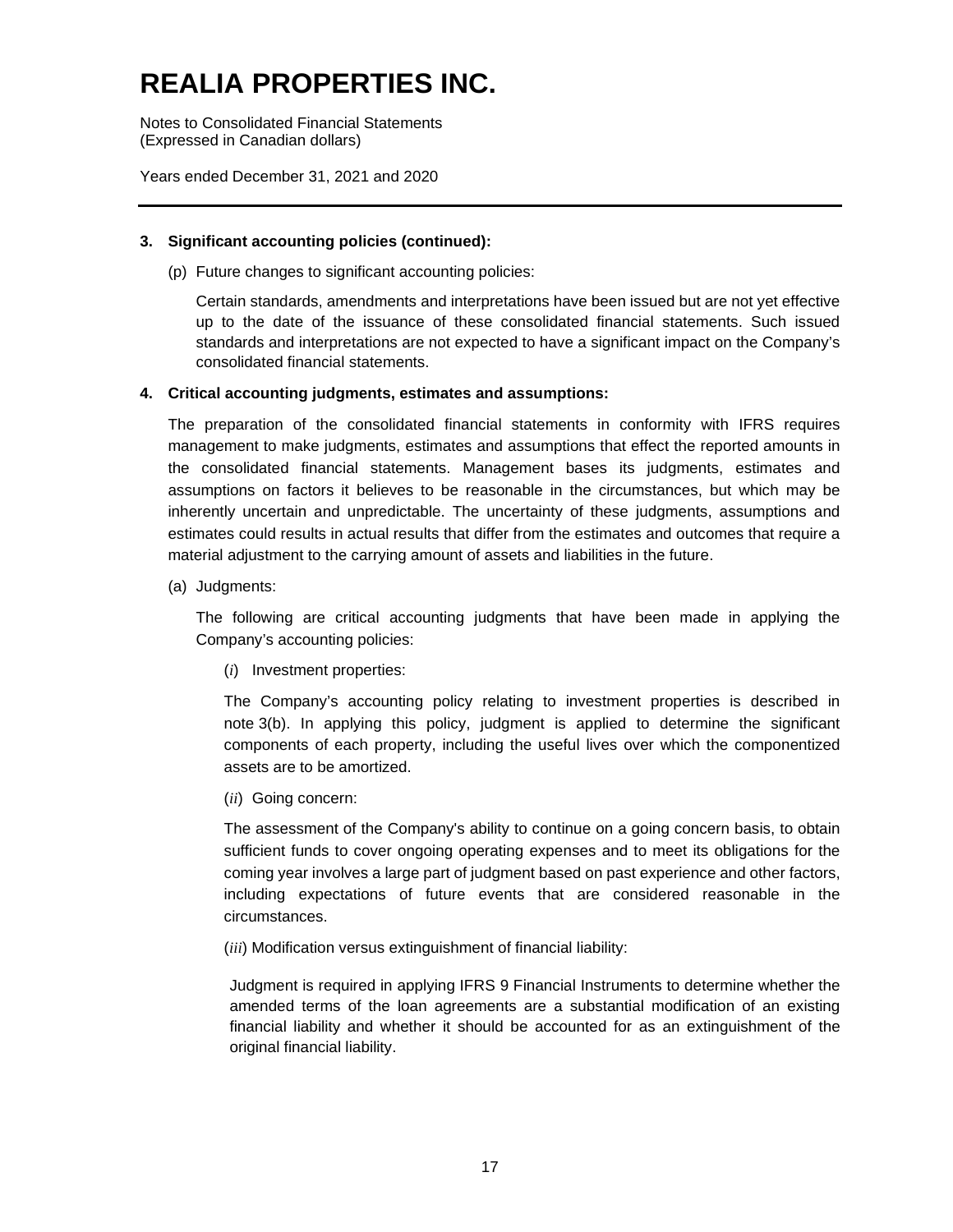### 3. Significant accounting policies (continued):

(p) Future changes to significant accounting policies:

Certain standards, amendments and interpretations have been issued but are not yet effective up to the date of the issuance of these consolidated financial statements. Such issued standards and interpretations are not expected to have a significant impact on the Company's consolidated financial statements.

### 4. Critical accounting judgments, estimates and assumptions:

The preparation of the consolidated financial statements in conformity with IFRS requires management to make judgments, estimates and assumptions that effect the reported amounts in the consolidated financial statements. Management bases its judgments, estimates and assumptions on factors it believes to be reasonable in the circumstances, but which may be inherently uncertain and unpredictable. The uncertainty of these judgments, assumptions and estimates could results in actual results that differ from the estimates and outcomes that require a material adjustment to the carrying amount of assets and liabilities in the future.

(a) Judgments:

The following are critical accounting judgments that have been made in applying the Company's accounting policies:

(*i*) Investment properties:

The Company's accounting policy relating to investment properties is described in note 3(b). In applying this policy, judgment is applied to determine the significant components of each property, including the useful lives over which the componentized assets are to be amortized.

(*ii*) Going concern:

The assessment of the Company's ability to continue on a going concern basis, to obtain sufficient funds to cover ongoing operating expenses and to meet its obligations for the coming year involves a large part of judgment based on past experience and other factors, including expectations of future events that are considered reasonable in the circumstances.

(*iii*) Modification versus extinguishment of financial liability:

Judgment is required in applying IFRS 9 Financial Instruments to determine whether the amended terms of the loan agreements are a substantial modification of an existing financial liability and whether it should be accounted for as an extinguishment of the original financial liability.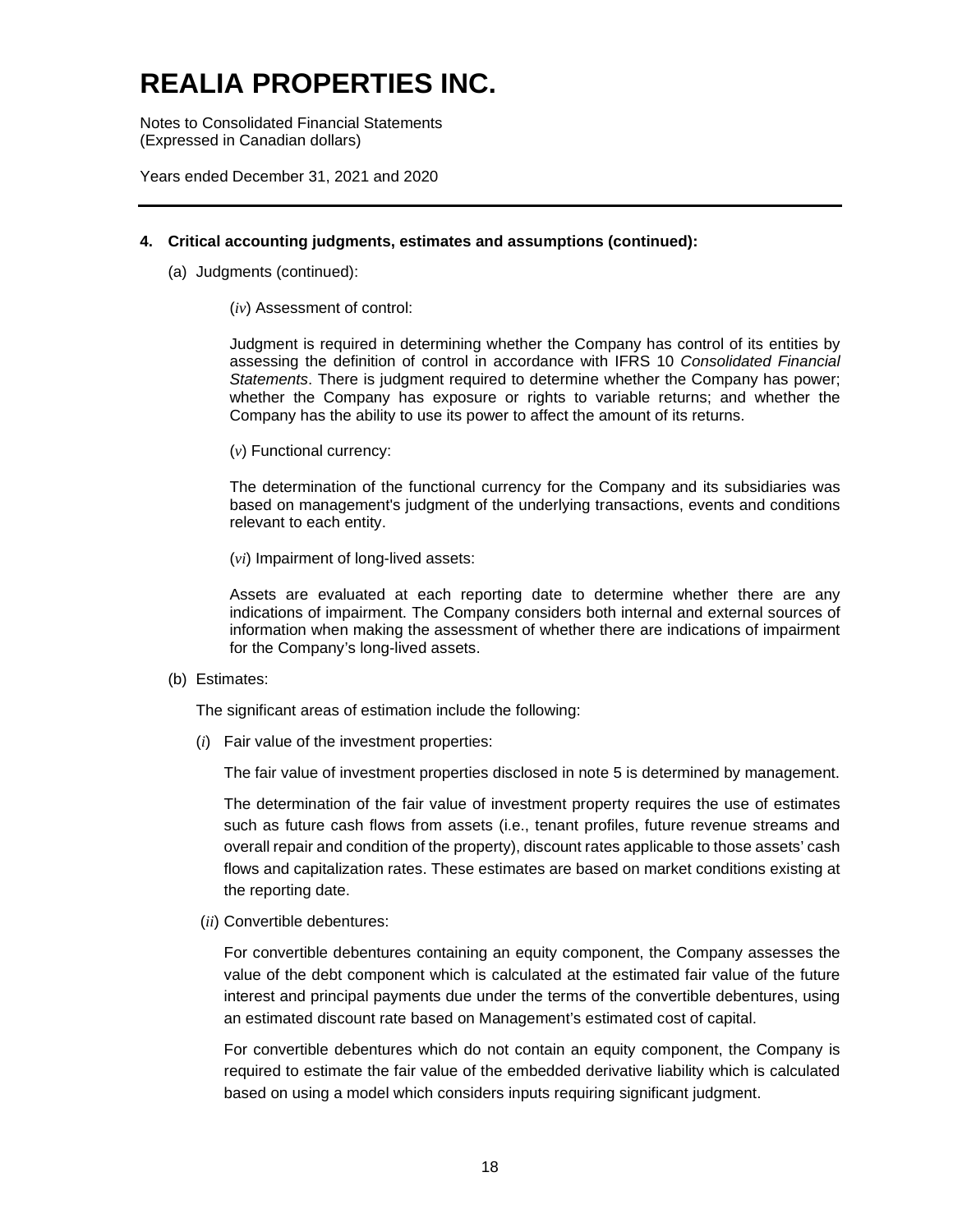# REALIA PROPERTIES INC.

Notes to Consolidated Financial Statements
(Expressed in Canadian dollars)

Years ended December 31, 2021 and 2020

## 4. Critical accounting judgments, estimates and assumptions (continued):

(a) Judgments (continued):

(*iv*) Assessment of control:

Judgment is required in determining whether the Company has control of its entities by assessing the definition of control in accordance with IFRS 10 *Consolidated Financial Statements*. There is judgment required to determine whether the Company has power; whether the Company has exposure or rights to variable returns; and whether the Company has the ability to use its power to affect the amount of its returns.

(*v*) Functional currency:

The determination of the functional currency for the Company and its subsidiaries was based on management's judgment of the underlying transactions, events and conditions relevant to each entity.

(*vi*) Impairment of long-lived assets:

Assets are evaluated at each reporting date to determine whether there are any indications of impairment. The Company considers both internal and external sources of information when making the assessment of whether there are indications of impairment for the Company's long-lived assets.

(b) Estimates:

The significant areas of estimation include the following:

(*i*) Fair value of the investment properties:

The fair value of investment properties disclosed in note 5 is determined by management.

The determination of the fair value of investment property requires the use of estimates such as future cash flows from assets (i.e., tenant profiles, future revenue streams and overall repair and condition of the property), discount rates applicable to those assets' cash flows and capitalization rates. These estimates are based on market conditions existing at the reporting date.

(*ii*) Convertible debentures:

For convertible debentures containing an equity component, the Company assesses the value of the debt component which is calculated at the estimated fair value of the future interest and principal payments due under the terms of the convertible debentures, using an estimated discount rate based on Management's estimated cost of capital.

For convertible debentures which do not contain an equity component, the Company is required to estimate the fair value of the embedded derivative liability which is calculated based on using a model which considers inputs requiring significant judgment.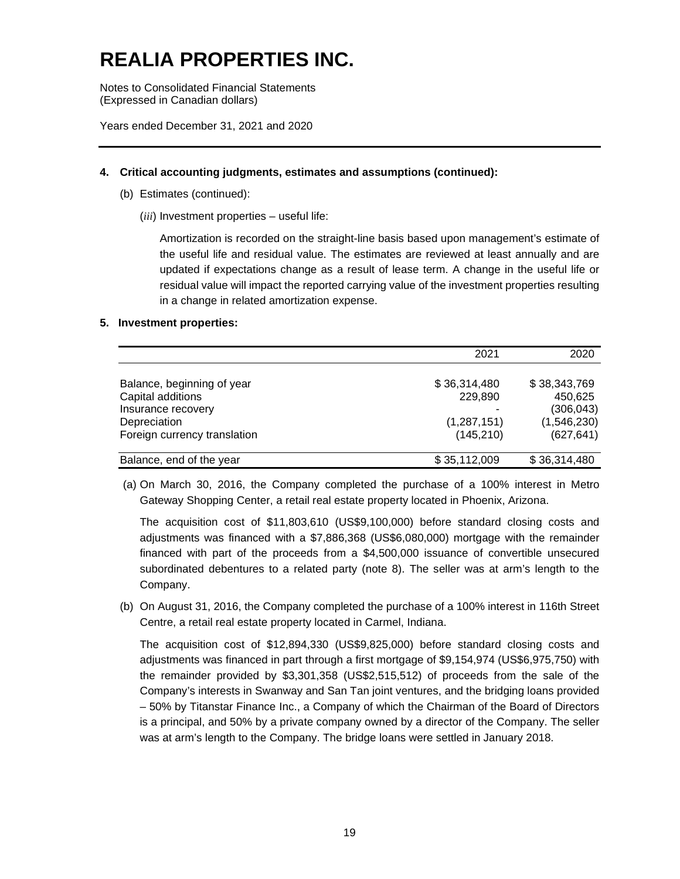# REALIA PROPERTIES INC.

Notes to Consolidated Financial Statements
(Expressed in Canadian dollars)

Years ended December 31, 2021 and 2020

**4. Critical accounting judgments, estimates and assumptions (continued):**

(b) Estimates (continued):

(*iii*) Investment properties – useful life:

Amortization is recorded on the straight-line basis based upon management's estimate of the useful life and residual value. The estimates are reviewed at least annually and are updated if expectations change as a result of lease term. A change in the useful life or residual value will impact the reported carrying value of the investment properties resulting in a change in related amortization expense.

**5. Investment properties:**

| | 2021 | 2020 |
|---|---|---|
| Balance, beginning of year | $ 36,314,480 | $ 38,343,769 |
| Capital additions | 229,890 | 450,625 |
| Insurance recovery | - | (306,043) |
| Depreciation | (1,287,151) | (1,546,230) |
| Foreign currency translation | (145,210) | (627,641) |
| Balance, end of the year | $ 35,112,009 | $ 36,314,480 |

(a) On March 30, 2016, the Company completed the purchase of a 100% interest in Metro Gateway Shopping Center, a retail real estate property located in Phoenix, Arizona.

The acquisition cost of $11,803,610 (US$9,100,000) before standard closing costs and adjustments was financed with a $7,886,368 (US$6,080,000) mortgage with the remainder financed with part of the proceeds from a $4,500,000 issuance of convertible unsecured subordinated debentures to a related party (note 8). The seller was at arm's length to the Company.

(b) On August 31, 2016, the Company completed the purchase of a 100% interest in 116th Street Centre, a retail real estate property located in Carmel, Indiana.

The acquisition cost of $12,894,330 (US$9,825,000) before standard closing costs and adjustments was financed in part through a first mortgage of $9,154,974 (US$6,975,750) with the remainder provided by $3,301,358 (US$2,515,512) of proceeds from the sale of the Company's interests in Swanway and San Tan joint ventures, and the bridging loans provided – 50% by Titanstar Finance Inc., a Company of which the Chairman of the Board of Directors is a principal, and 50% by a private company owned by a director of the Company. The seller was at arm's length to the Company. The bridge loans were settled in January 2018.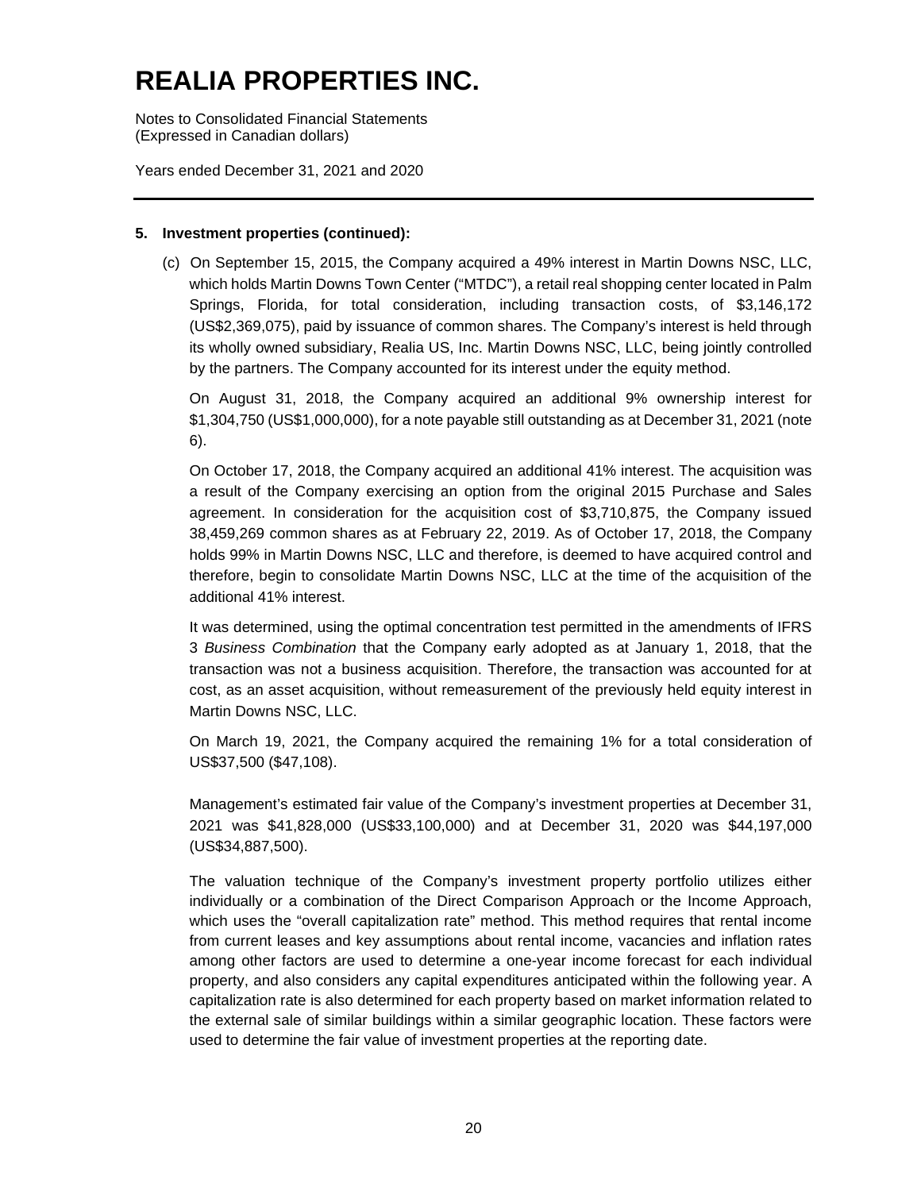# REALIA PROPERTIES INC.

Notes to Consolidated Financial Statements
(Expressed in Canadian dollars)

Years ended December 31, 2021 and 2020

**5. Investment properties (continued):**

(c) On September 15, 2015, the Company acquired a 49% interest in Martin Downs NSC, LLC, which holds Martin Downs Town Center ("MTDC"), a retail real shopping center located in Palm Springs, Florida, for total consideration, including transaction costs, of $3,146,172 (US$2,369,075), paid by issuance of common shares. The Company's interest is held through its wholly owned subsidiary, Realia US, Inc. Martin Downs NSC, LLC, being jointly controlled by the partners. The Company accounted for its interest under the equity method.

On August 31, 2018, the Company acquired an additional 9% ownership interest for $1,304,750 (US$1,000,000), for a note payable still outstanding as at December 31, 2021 (note 6).

On October 17, 2018, the Company acquired an additional 41% interest. The acquisition was a result of the Company exercising an option from the original 2015 Purchase and Sales agreement. In consideration for the acquisition cost of $3,710,875, the Company issued 38,459,269 common shares as at February 22, 2019. As of October 17, 2018, the Company holds 99% in Martin Downs NSC, LLC and therefore, is deemed to have acquired control and therefore, begin to consolidate Martin Downs NSC, LLC at the time of the acquisition of the additional 41% interest.

It was determined, using the optimal concentration test permitted in the amendments of IFRS 3 *Business Combination* that the Company early adopted as at January 1, 2018, that the transaction was not a business acquisition. Therefore, the transaction was accounted for at cost, as an asset acquisition, without remeasurement of the previously held equity interest in Martin Downs NSC, LLC.

On March 19, 2021, the Company acquired the remaining 1% for a total consideration of US$37,500 ($47,108).

Management's estimated fair value of the Company's investment properties at December 31, 2021 was $41,828,000 (US$33,100,000) and at December 31, 2020 was $44,197,000 (US$34,887,500).

The valuation technique of the Company's investment property portfolio utilizes either individually or a combination of the Direct Comparison Approach or the Income Approach, which uses the "overall capitalization rate" method. This method requires that rental income from current leases and key assumptions about rental income, vacancies and inflation rates among other factors are used to determine a one-year income forecast for each individual property, and also considers any capital expenditures anticipated within the following year. A capitalization rate is also determined for each property based on market information related to the external sale of similar buildings within a similar geographic location. These factors were used to determine the fair value of investment properties at the reporting date.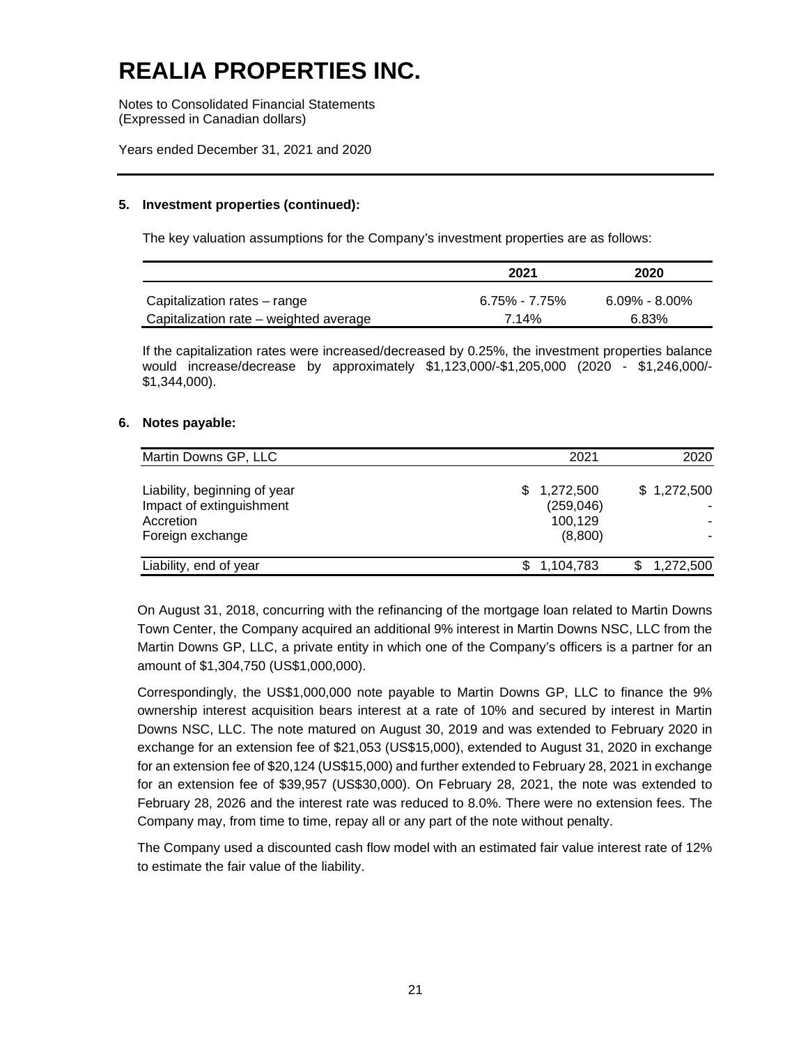# REALIA PROPERTIES INC.

Notes to Consolidated Financial Statements
(Expressed in Canadian dollars)

Years ended December 31, 2021 and 2020

### 5. Investment properties (continued):

The key valuation assumptions for the Company's investment properties are as follows:

| | 2021 | 2020 |
|---|---|---|
| Capitalization rates – range | 6.75% - 7.75% | 6.09% - 8.00% |
| Capitalization rate – weighted average | 7.14% | 6.83% |

If the capitalization rates were increased/decreased by 0.25%, the investment properties balance would increase/decrease by approximately $1,123,000/-$1,205,000 (2020 - $1,246,000/-$1,344,000).

### 6. Notes payable:

| Martin Downs GP, LLC | 2021 | 2020 |
|---|---|---|
| Liability, beginning of year | $ 1,272,500 | $ 1,272,500 |
| Impact of extinguishment | (259,046) | - |
| Accretion | 100,129 | - |
| Foreign exchange | (8,800) | - |
| Liability, end of year | $ 1,104,783 | $ 1,272,500 |

On August 31, 2018, concurring with the refinancing of the mortgage loan related to Martin Downs Town Center, the Company acquired an additional 9% interest in Martin Downs NSC, LLC from the Martin Downs GP, LLC, a private entity in which one of the Company's officers is a partner for an amount of $1,304,750 (US$1,000,000).

Correspondingly, the US$1,000,000 note payable to Martin Downs GP, LLC to finance the 9% ownership interest acquisition bears interest at a rate of 10% and secured by interest in Martin Downs NSC, LLC. The note matured on August 30, 2019 and was extended to February 2020 in exchange for an extension fee of $21,053 (US$15,000), extended to August 31, 2020 in exchange for an extension fee of $20,124 (US$15,000) and further extended to February 28, 2021 in exchange for an extension fee of $39,957 (US$30,000). On February 28, 2021, the note was extended to February 28, 2026 and the interest rate was reduced to 8.0%. There were no extension fees. The Company may, from time to time, repay all or any part of the note without penalty.

The Company used a discounted cash flow model with an estimated fair value interest rate of 12% to estimate the fair value of the liability.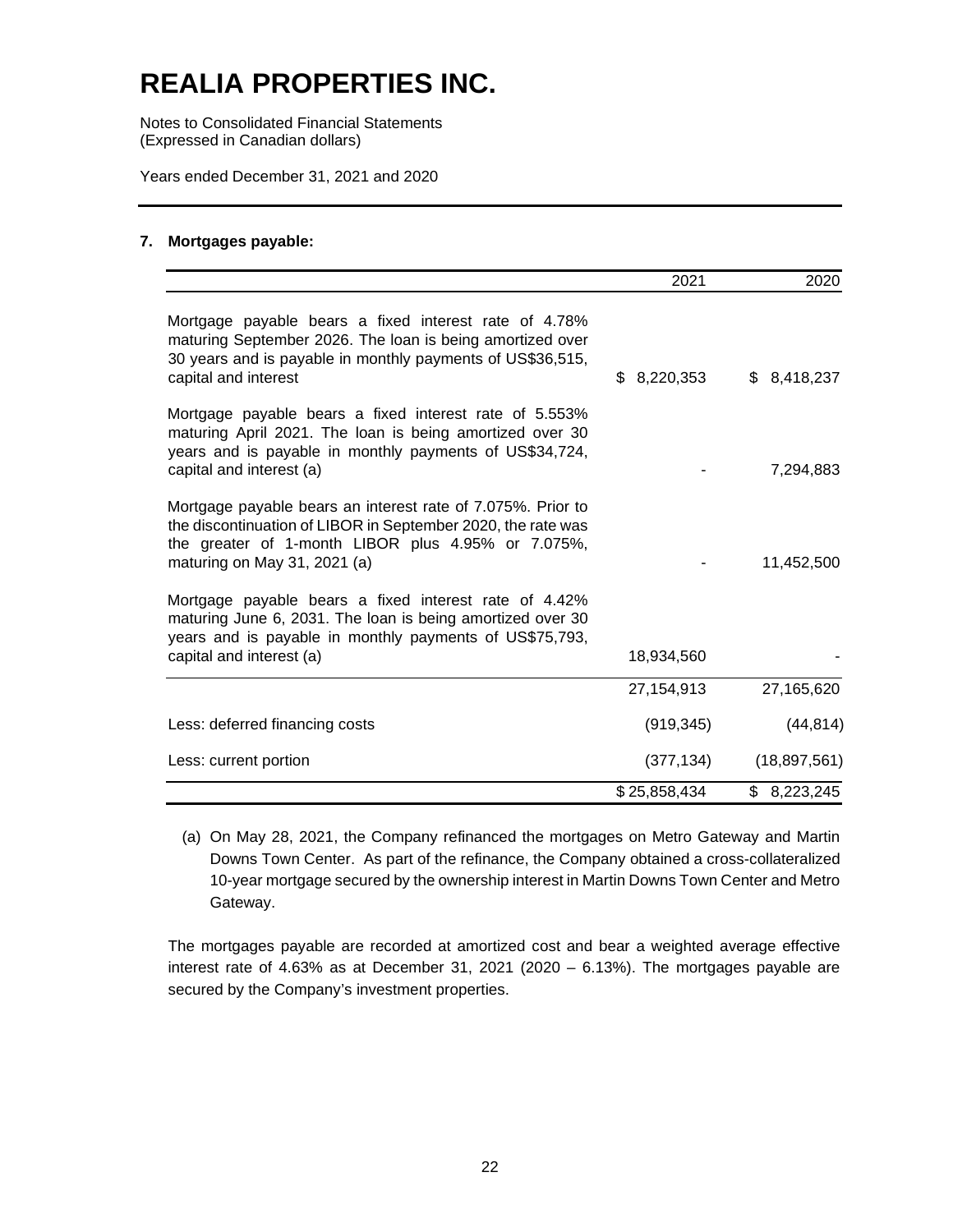# REALIA PROPERTIES INC.

Notes to Consolidated Financial Statements
(Expressed in Canadian dollars)

Years ended December 31, 2021 and 2020

### 7. Mortgages payable:

| | 2021 | 2020 |
|---|---|---|
| Mortgage payable bears a fixed interest rate of 4.78% maturing September 2026. The loan is being amortized over 30 years and is payable in monthly payments of US$36,515, capital and interest | $ 8,220,353 | $ 8,418,237 |
| Mortgage payable bears a fixed interest rate of 5.553% maturing April 2021. The loan is being amortized over 30 years and is payable in monthly payments of US$34,724, capital and interest (a) | - | 7,294,883 |
| Mortgage payable bears an interest rate of 7.075%. Prior to the discontinuation of LIBOR in September 2020, the rate was the greater of 1-month LIBOR plus 4.95% or 7.075%, maturing on May 31, 2021 (a) | - | 11,452,500 |
| Mortgage payable bears a fixed interest rate of 4.42% maturing June 6, 2031. The loan is being amortized over 30 years and is payable in monthly payments of US$75,793, capital and interest (a) | 18,934,560 | - |
| | 27,154,913 | 27,165,620 |
| Less: deferred financing costs | (919,345) | (44,814) |
| Less: current portion | (377,134) | (18,897,561) |
| | $ 25,858,434 | $ 8,223,245 |

(a) On May 28, 2021, the Company refinanced the mortgages on Metro Gateway and Martin Downs Town Center. As part of the refinance, the Company obtained a cross-collateralized 10-year mortgage secured by the ownership interest in Martin Downs Town Center and Metro Gateway.

The mortgages payable are recorded at amortized cost and bear a weighted average effective interest rate of 4.63% as at December 31, 2021 (2020 – 6.13%). The mortgages payable are secured by the Company's investment properties.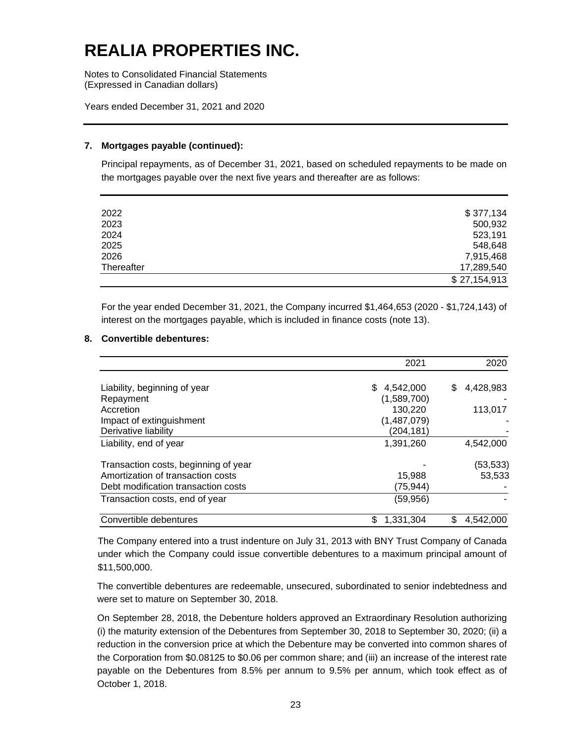# REALIA PROPERTIES INC.

Notes to Consolidated Financial Statements
(Expressed in Canadian dollars)

Years ended December 31, 2021 and 2020

### 7. Mortgages payable (continued):

Principal repayments, as of December 31, 2021, based on scheduled repayments to be made on the mortgages payable over the next five years and thereafter are as follows:

| | |
|---|---|
| 2022 | $ 377,134 |
| 2023 | 500,932 |
| 2024 | 523,191 |
| 2025 | 548,648 |
| 2026 | 7,915,468 |
| Thereafter | 17,289,540 |
| | $ 27,154,913 |

For the year ended December 31, 2021, the Company incurred $1,464,653 (2020 - $1,724,143) of interest on the mortgages payable, which is included in finance costs (note 13).

### 8. Convertible debentures:

| | 2021 | 2020 |
|---|---|---|
| Liability, beginning of year | $ 4,542,000 | $ 4,428,983 |
| Repayment | (1,589,700) | - |
| Accretion | 130,220 | 113,017 |
| Impact of extinguishment | (1,487,079) | - |
| Derivative liability | (204,181) | - |
| Liability, end of year | 1,391,260 | 4,542,000 |
| Transaction costs, beginning of year | - | (53,533) |
| Amortization of transaction costs | 15,988 | 53,533 |
| Debt modification transaction costs | (75,944) | - |
| Transaction costs, end of year | (59,956) | - |
| Convertible debentures | $ 1,331,304 | $ 4,542,000 |

The Company entered into a trust indenture on July 31, 2013 with BNY Trust Company of Canada under which the Company could issue convertible debentures to a maximum principal amount of $11,500,000.

The convertible debentures are redeemable, unsecured, subordinated to senior indebtedness and were set to mature on September 30, 2018.

On September 28, 2018, the Debenture holders approved an Extraordinary Resolution authorizing (i) the maturity extension of the Debentures from September 30, 2018 to September 30, 2020; (ii) a reduction in the conversion price at which the Debenture may be converted into common shares of the Corporation from $0.08125 to $0.06 per common share; and (iii) an increase of the interest rate payable on the Debentures from 8.5% per annum to 9.5% per annum, which took effect as of October 1, 2018.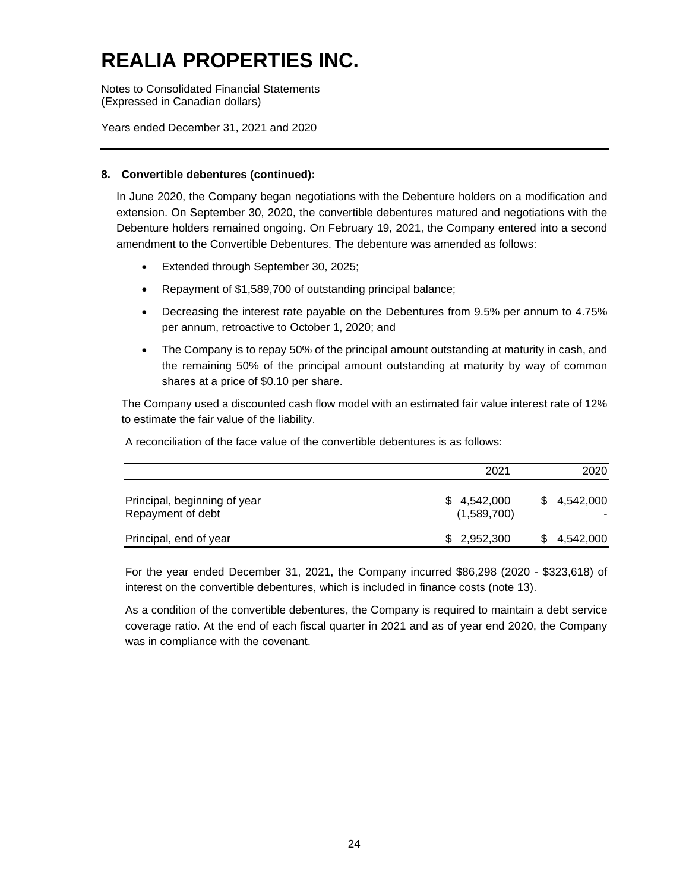# REALIA PROPERTIES INC.

Notes to Consolidated Financial Statements
(Expressed in Canadian dollars)

Years ended December 31, 2021 and 2020

**8. Convertible debentures (continued):**

In June 2020, the Company began negotiations with the Debenture holders on a modification and extension. On September 30, 2020, the convertible debentures matured and negotiations with the Debenture holders remained ongoing. On February 19, 2021, the Company entered into a second amendment to the Convertible Debentures. The debenture was amended as follows:

- Extended through September 30, 2025;
- Repayment of $1,589,700 of outstanding principal balance;
- Decreasing the interest rate payable on the Debentures from 9.5% per annum to 4.75% per annum, retroactive to October 1, 2020; and
- The Company is to repay 50% of the principal amount outstanding at maturity in cash, and the remaining 50% of the principal amount outstanding at maturity by way of common shares at a price of $0.10 per share.

The Company used a discounted cash flow model with an estimated fair value interest rate of 12% to estimate the fair value of the liability.

A reconciliation of the face value of the convertible debentures is as follows:

| | 2021 | 2020 |
|---|---|---|
| Principal, beginning of year | $ 4,542,000 | $ 4,542,000 |
| Repayment of debt | (1,589,700) | - |
| Principal, end of year | $ 2,952,300 | $ 4,542,000 |

For the year ended December 31, 2021, the Company incurred $86,298 (2020 - $323,618) of interest on the convertible debentures, which is included in finance costs (note 13).

As a condition of the convertible debentures, the Company is required to maintain a debt service coverage ratio. At the end of each fiscal quarter in 2021 and as of year end 2020, the Company was in compliance with the covenant.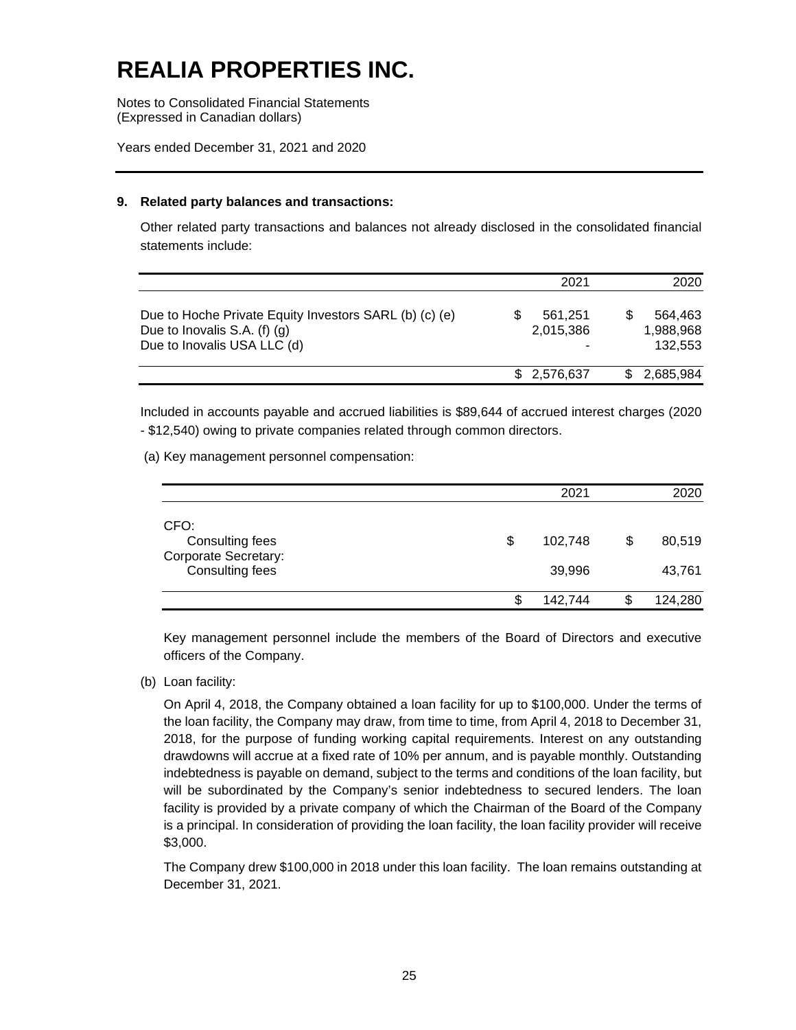# REALIA PROPERTIES INC.

Notes to Consolidated Financial Statements
(Expressed in Canadian dollars)

Years ended December 31, 2021 and 2020

## 9. Related party balances and transactions:

Other related party transactions and balances not already disclosed in the consolidated financial statements include:

| | 2021 | 2020 |
|---|---|---|
| Due to Hoche Private Equity Investors SARL (b) (c) (e) | $ 561,251 | $ 564,463 |
| Due to Inovalis S.A. (f) (g) | 2,015,386 | 1,988,968 |
| Due to Inovalis USA LLC (d) | - | 132,553 |
| | $ 2,576,637 | $ 2,685,984 |

Included in accounts payable and accrued liabilities is $89,644 of accrued interest charges (2020 - $12,540) owing to private companies related through common directors.

(a) Key management personnel compensation:

| | 2021 | 2020 |
|---|---|---|
| CFO: | | |
| Consulting fees | $ 102,748 | $ 80,519 |
| Corporate Secretary: | | |
| Consulting fees | 39,996 | 43,761 |
| | $ 142,744 | $ 124,280 |

Key management personnel include the members of the Board of Directors and executive officers of the Company.

(b) Loan facility:

On April 4, 2018, the Company obtained a loan facility for up to $100,000. Under the terms of the loan facility, the Company may draw, from time to time, from April 4, 2018 to December 31, 2018, for the purpose of funding working capital requirements. Interest on any outstanding drawdowns will accrue at a fixed rate of 10% per annum, and is payable monthly. Outstanding indebtedness is payable on demand, subject to the terms and conditions of the loan facility, but will be subordinated by the Company's senior indebtedness to secured lenders. The loan facility is provided by a private company of which the Chairman of the Board of the Company is a principal. In consideration of providing the loan facility, the loan facility provider will receive $3,000.

The Company drew $100,000 in 2018 under this loan facility. The loan remains outstanding at December 31, 2021.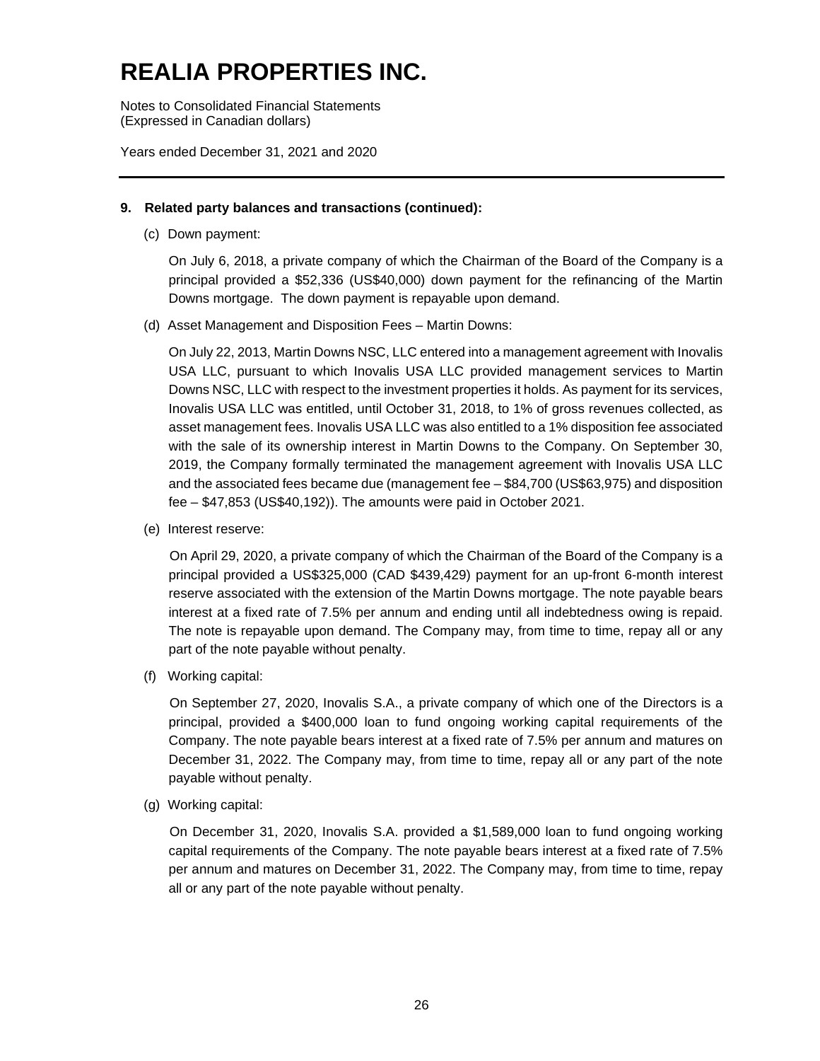## 9. Related party balances and transactions (continued):

(c) Down payment:

On July 6, 2018, a private company of which the Chairman of the Board of the Company is a principal provided a $52,336 (US$40,000) down payment for the refinancing of the Martin Downs mortgage. The down payment is repayable upon demand.

(d) Asset Management and Disposition Fees – Martin Downs:

On July 22, 2013, Martin Downs NSC, LLC entered into a management agreement with Inovalis USA LLC, pursuant to which Inovalis USA LLC provided management services to Martin Downs NSC, LLC with respect to the investment properties it holds. As payment for its services, Inovalis USA LLC was entitled, until October 31, 2018, to 1% of gross revenues collected, as asset management fees. Inovalis USA LLC was also entitled to a 1% disposition fee associated with the sale of its ownership interest in Martin Downs to the Company. On September 30, 2019, the Company formally terminated the management agreement with Inovalis USA LLC and the associated fees became due (management fee – $84,700 (US$63,975) and disposition fee – $47,853 (US$40,192)). The amounts were paid in October 2021.

(e) Interest reserve:

On April 29, 2020, a private company of which the Chairman of the Board of the Company is a principal provided a US$325,000 (CAD $439,429) payment for an up-front 6-month interest reserve associated with the extension of the Martin Downs mortgage. The note payable bears interest at a fixed rate of 7.5% per annum and ending until all indebtedness owing is repaid. The note is repayable upon demand. The Company may, from time to time, repay all or any part of the note payable without penalty.

(f) Working capital:

On September 27, 2020, Inovalis S.A., a private company of which one of the Directors is a principal, provided a $400,000 loan to fund ongoing working capital requirements of the Company. The note payable bears interest at a fixed rate of 7.5% per annum and matures on December 31, 2022. The Company may, from time to time, repay all or any part of the note payable without penalty.

(g) Working capital:

On December 31, 2020, Inovalis S.A. provided a $1,589,000 loan to fund ongoing working capital requirements of the Company. The note payable bears interest at a fixed rate of 7.5% per annum and matures on December 31, 2022. The Company may, from time to time, repay all or any part of the note payable without penalty.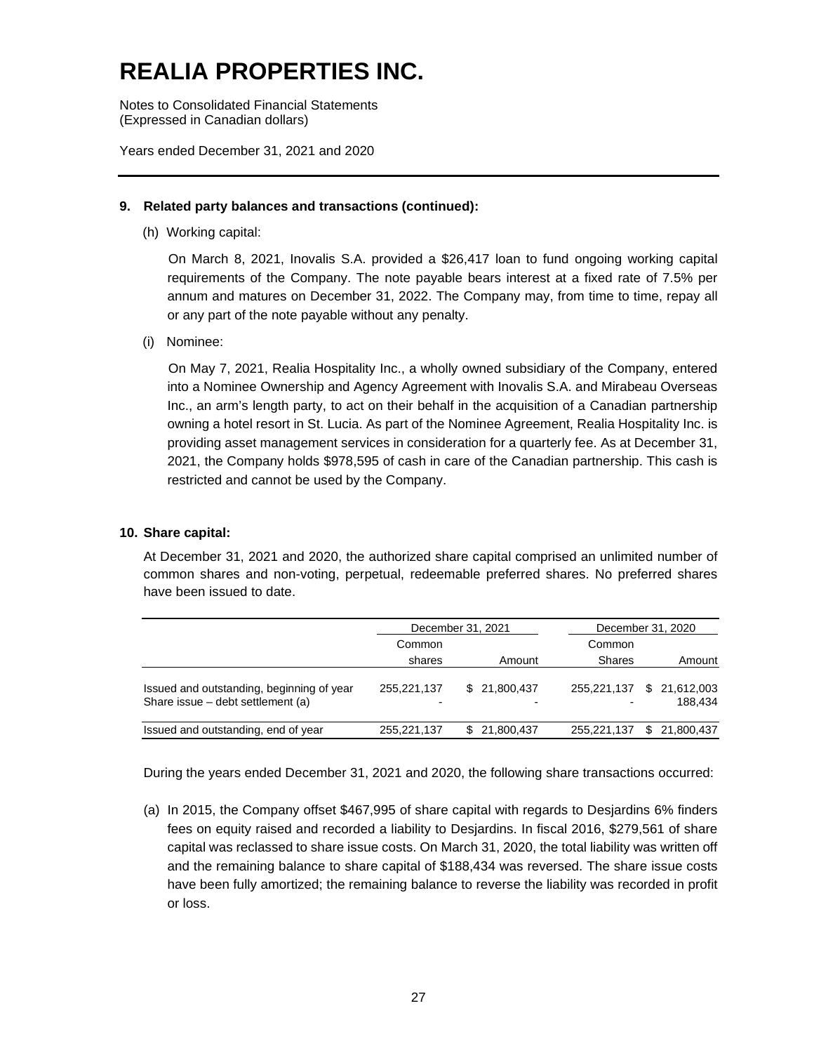# REALIA PROPERTIES INC.

Notes to Consolidated Financial Statements
(Expressed in Canadian dollars)

Years ended December 31, 2021 and 2020

### 9. Related party balances and transactions (continued):

(h) Working capital:

On March 8, 2021, Inovalis S.A. provided a $26,417 loan to fund ongoing working capital requirements of the Company. The note payable bears interest at a fixed rate of 7.5% per annum and matures on December 31, 2022. The Company may, from time to time, repay all or any part of the note payable without any penalty.

(i) Nominee:

On May 7, 2021, Realia Hospitality Inc., a wholly owned subsidiary of the Company, entered into a Nominee Ownership and Agency Agreement with Inovalis S.A. and Mirabeau Overseas Inc., an arm's length party, to act on their behalf in the acquisition of a Canadian partnership owning a hotel resort in St. Lucia. As part of the Nominee Agreement, Realia Hospitality Inc. is providing asset management services in consideration for a quarterly fee. As at December 31, 2021, the Company holds $978,595 of cash in care of the Canadian partnership. This cash is restricted and cannot be used by the Company.

### 10. Share capital:

At December 31, 2021 and 2020, the authorized share capital comprised an unlimited number of common shares and non-voting, perpetual, redeemable preferred shares. No preferred shares have been issued to date.

| | December 31, 2021 | | December 31, 2020 | |
|---|---|---|---|---|
| | Common shares | Amount | Common Shares | Amount |
| Issued and outstanding, beginning of year | 255,221,137 | $ 21,800,437 | 255,221,137 | $ 21,612,003 |
| Share issue – debt settlement (a) | - | - | - | 188,434 |
| Issued and outstanding, end of year | 255,221,137 | $ 21,800,437 | 255,221,137 | $ 21,800,437 |

During the years ended December 31, 2021 and 2020, the following share transactions occurred:

(a) In 2015, the Company offset $467,995 of share capital with regards to Desjardins 6% finders fees on equity raised and recorded a liability to Desjardins. In fiscal 2016, $279,561 of share capital was reclassed to share issue costs. On March 31, 2020, the total liability was written off and the remaining balance to share capital of $188,434 was reversed. The share issue costs have been fully amortized; the remaining balance to reverse the liability was recorded in profit or loss.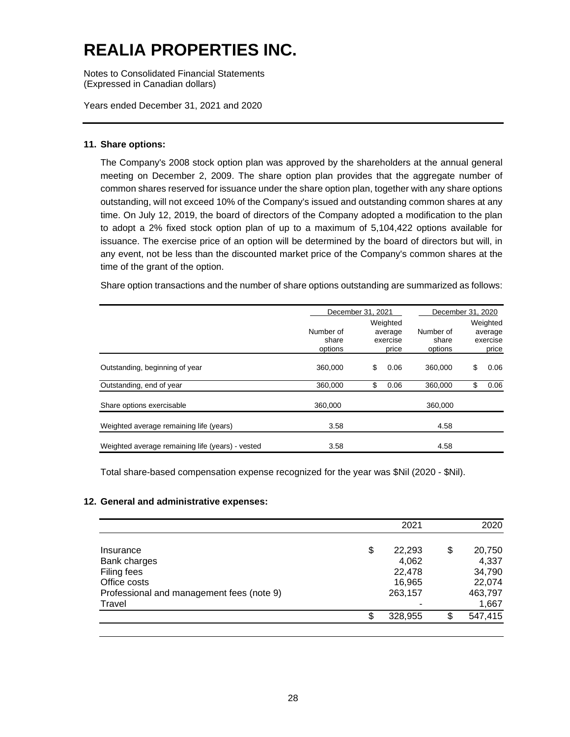# REALIA PROPERTIES INC.

Notes to Consolidated Financial Statements
(Expressed in Canadian dollars)

Years ended December 31, 2021 and 2020

## 11. Share options:

The Company's 2008 stock option plan was approved by the shareholders at the annual general meeting on December 2, 2009. The share option plan provides that the aggregate number of common shares reserved for issuance under the share option plan, together with any share options outstanding, will not exceed 10% of the Company's issued and outstanding common shares at any time. On July 12, 2019, the board of directors of the Company adopted a modification to the plan to adopt a 2% fixed stock option plan of up to a maximum of 5,104,422 options available for issuance. The exercise price of an option will be determined by the board of directors but will, in any event, not be less than the discounted market price of the Company's common shares at the time of the grant of the option.

Share option transactions and the number of share options outstanding are summarized as follows:

| | December 31, 2021 | | December 31, 2020 | |
|---|---|---|---|---|
| | Number of share options | Weighted average exercise price | Number of share options | Weighted average exercise price |
| Outstanding, beginning of year | 360,000 | $ 0.06 | 360,000 | $ 0.06 |
| Outstanding, end of year | 360,000 | $ 0.06 | 360,000 | $ 0.06 |
| Share options exercisable | 360,000 | | 360,000 | |
| Weighted average remaining life (years) | 3.58 | | 4.58 | |
| Weighted average remaining life (years) - vested | 3.58 | | 4.58 | |

Total share-based compensation expense recognized for the year was $Nil (2020 - $Nil).

## 12. General and administrative expenses:

| | 2021 | 2020 |
|---|---|---|
| Insurance | $ 22,293 | $ 20,750 |
| Bank charges | 4,062 | 4,337 |
| Filing fees | 22,478 | 34,790 |
| Office costs | 16,965 | 22,074 |
| Professional and management fees (note 9) | 263,157 | 463,797 |
| Travel | - | 1,667 |
| | $ 328,955 | $ 547,415 |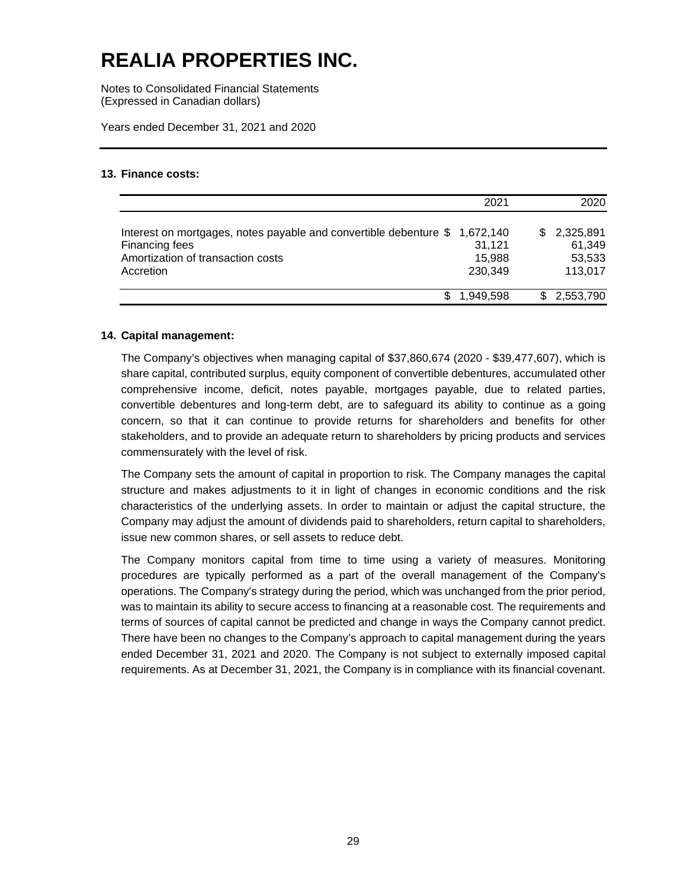# REALIA PROPERTIES INC.

Notes to Consolidated Financial Statements
(Expressed in Canadian dollars)

Years ended December 31, 2021 and 2020

### 13. Finance costs:

| | 2021 | 2020 |
|---|---|---|
| Interest on mortgages, notes payable and convertible debenture | $ 1,672,140 | $ 2,325,891 |
| Financing fees | 31,121 | 61,349 |
| Amortization of transaction costs | 15,988 | 53,533 |
| Accretion | 230,349 | 113,017 |
| | $ 1,949,598 | $ 2,553,790 |

### 14. Capital management:

The Company's objectives when managing capital of $37,860,674 (2020 - $39,477,607), which is share capital, contributed surplus, equity component of convertible debentures, accumulated other comprehensive income, deficit, notes payable, mortgages payable, due to related parties, convertible debentures and long-term debt, are to safeguard its ability to continue as a going concern, so that it can continue to provide returns for shareholders and benefits for other stakeholders, and to provide an adequate return to shareholders by pricing products and services commensurately with the level of risk.

The Company sets the amount of capital in proportion to risk. The Company manages the capital structure and makes adjustments to it in light of changes in economic conditions and the risk characteristics of the underlying assets. In order to maintain or adjust the capital structure, the Company may adjust the amount of dividends paid to shareholders, return capital to shareholders, issue new common shares, or sell assets to reduce debt.

The Company monitors capital from time to time using a variety of measures. Monitoring procedures are typically performed as a part of the overall management of the Company's operations. The Company's strategy during the period, which was unchanged from the prior period, was to maintain its ability to secure access to financing at a reasonable cost. The requirements and terms of sources of capital cannot be predicted and change in ways the Company cannot predict. There have been no changes to the Company's approach to capital management during the years ended December 31, 2021 and 2020. The Company is not subject to externally imposed capital requirements. As at December 31, 2021, the Company is in compliance with its financial covenant.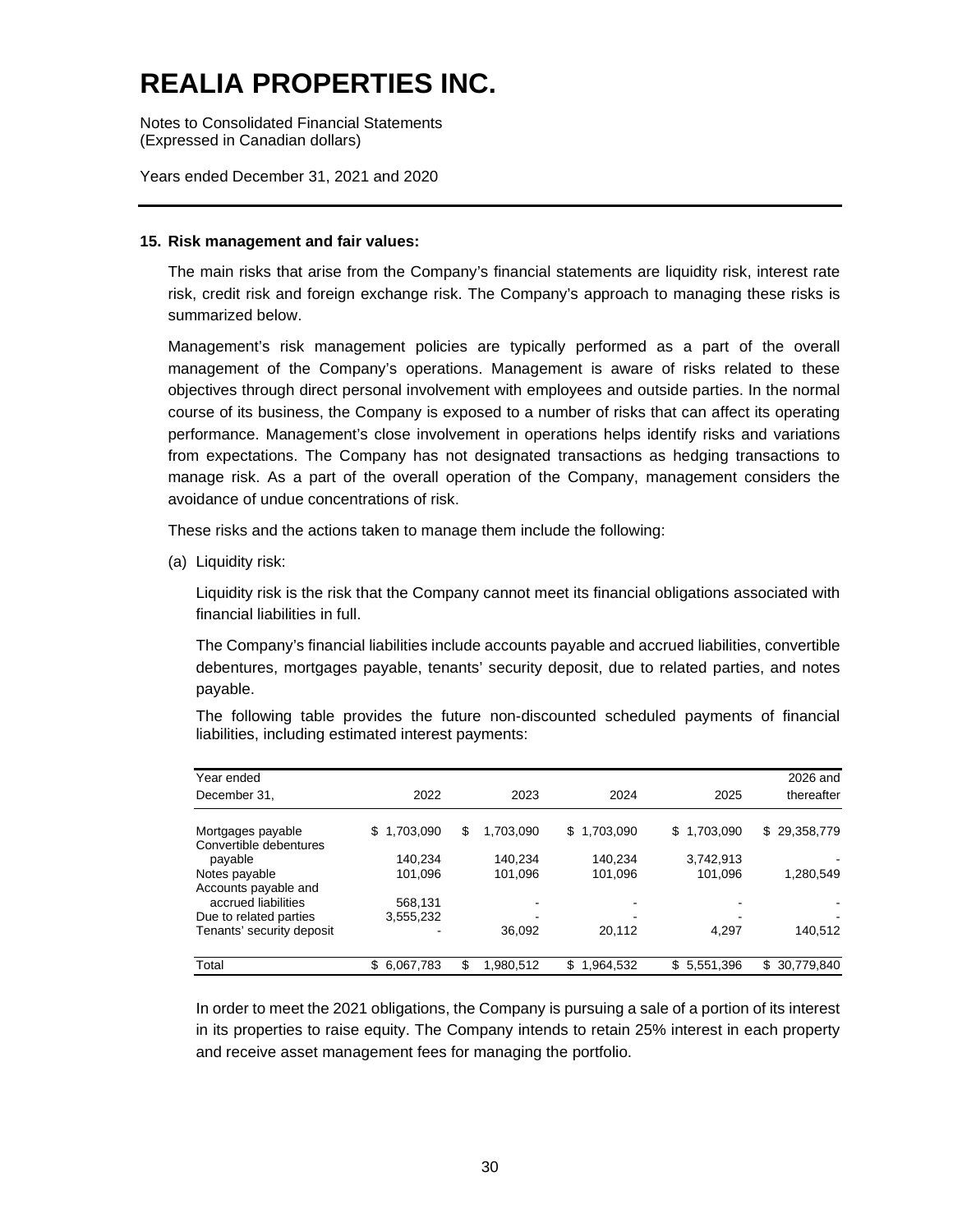# REALIA PROPERTIES INC.

Notes to Consolidated Financial Statements
(Expressed in Canadian dollars)

Years ended December 31, 2021 and 2020

**15. Risk management and fair values:**

The main risks that arise from the Company's financial statements are liquidity risk, interest rate risk, credit risk and foreign exchange risk. The Company's approach to managing these risks is summarized below.

Management's risk management policies are typically performed as a part of the overall management of the Company's operations. Management is aware of risks related to these objectives through direct personal involvement with employees and outside parties. In the normal course of its business, the Company is exposed to a number of risks that can affect its operating performance. Management's close involvement in operations helps identify risks and variations from expectations. The Company has not designated transactions as hedging transactions to manage risk. As a part of the overall operation of the Company, management considers the avoidance of undue concentrations of risk.

These risks and the actions taken to manage them include the following:

(a) Liquidity risk:

Liquidity risk is the risk that the Company cannot meet its financial obligations associated with financial liabilities in full.

The Company's financial liabilities include accounts payable and accrued liabilities, convertible debentures, mortgages payable, tenants' security deposit, due to related parties, and notes payable.

The following table provides the future non-discounted scheduled payments of financial liabilities, including estimated interest payments:

| Year ended December 31, | 2022 | 2023 | 2024 | 2025 | 2026 and thereafter |
|---|---|---|---|---|---|
| Mortgages payable | $ 1,703,090 | $ 1,703,090 | $ 1,703,090 | $ 1,703,090 | $ 29,358,779 |
| Convertible debentures payable | 140,234 | 140,234 | 140,234 | 3,742,913 | - |
| Notes payable | 101,096 | 101,096 | 101,096 | 101,096 | 1,280,549 |
| Accounts payable and accrued liabilities | 568,131 | - | - | - | - |
| Due to related parties | 3,555,232 | - | - | - | - |
| Tenants' security deposit | - | 36,092 | 20,112 | 4,297 | 140,512 |
| Total | $ 6,067,783 | $ 1,980,512 | $ 1,964,532 | $ 5,551,396 | $ 30,779,840 |

In order to meet the 2021 obligations, the Company is pursuing a sale of a portion of its interest in its properties to raise equity. The Company intends to retain 25% interest in each property and receive asset management fees for managing the portfolio.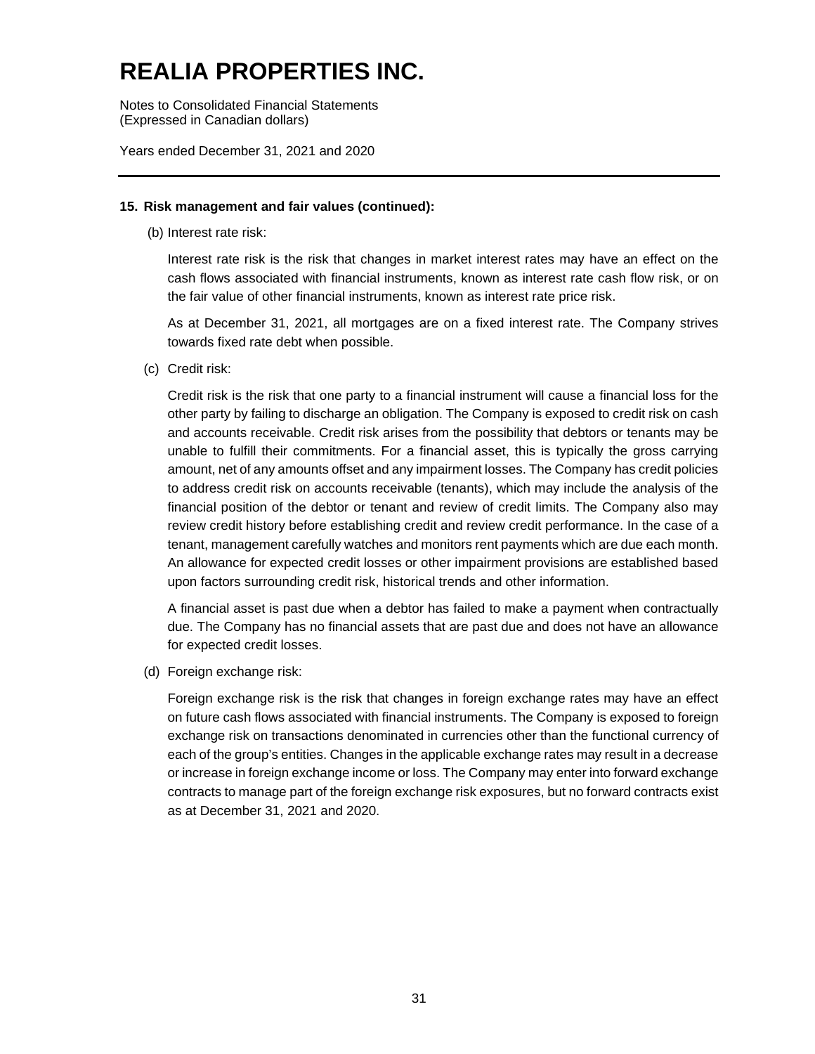# REALIA PROPERTIES INC.

Notes to Consolidated Financial Statements
(Expressed in Canadian dollars)

Years ended December 31, 2021 and 2020

---

**15. Risk management and fair values (continued):**

(b) Interest rate risk:

Interest rate risk is the risk that changes in market interest rates may have an effect on the cash flows associated with financial instruments, known as interest rate cash flow risk, or on the fair value of other financial instruments, known as interest rate price risk.

As at December 31, 2021, all mortgages are on a fixed interest rate. The Company strives towards fixed rate debt when possible.

(c) Credit risk:

Credit risk is the risk that one party to a financial instrument will cause a financial loss for the other party by failing to discharge an obligation. The Company is exposed to credit risk on cash and accounts receivable. Credit risk arises from the possibility that debtors or tenants may be unable to fulfill their commitments. For a financial asset, this is typically the gross carrying amount, net of any amounts offset and any impairment losses. The Company has credit policies to address credit risk on accounts receivable (tenants), which may include the analysis of the financial position of the debtor or tenant and review of credit limits. The Company also may review credit history before establishing credit and review credit performance. In the case of a tenant, management carefully watches and monitors rent payments which are due each month. An allowance for expected credit losses or other impairment provisions are established based upon factors surrounding credit risk, historical trends and other information.

A financial asset is past due when a debtor has failed to make a payment when contractually due. The Company has no financial assets that are past due and does not have an allowance for expected credit losses.

(d) Foreign exchange risk:

Foreign exchange risk is the risk that changes in foreign exchange rates may have an effect on future cash flows associated with financial instruments. The Company is exposed to foreign exchange risk on transactions denominated in currencies other than the functional currency of each of the group's entities. Changes in the applicable exchange rates may result in a decrease or increase in foreign exchange income or loss. The Company may enter into forward exchange contracts to manage part of the foreign exchange risk exposures, but no forward contracts exist as at December 31, 2021 and 2020.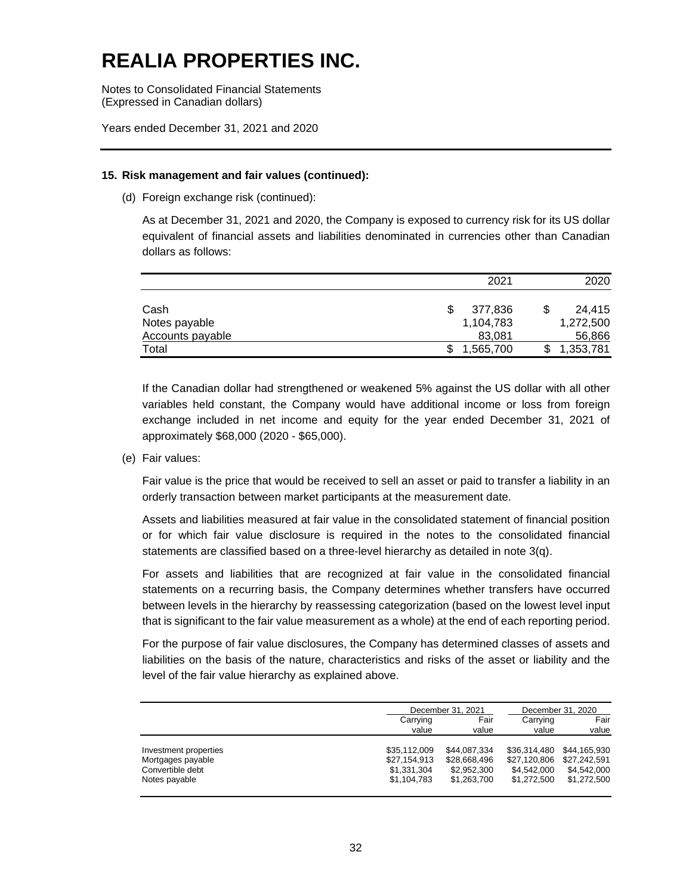# REALIA PROPERTIES INC.

Notes to Consolidated Financial Statements
(Expressed in Canadian dollars)

Years ended December 31, 2021 and 2020

**15. Risk management and fair values (continued):**

(d) Foreign exchange risk (continued):

As at December 31, 2021 and 2020, the Company is exposed to currency risk for its US dollar equivalent of financial assets and liabilities denominated in currencies other than Canadian dollars as follows:

| | 2021 | 2020 |
|---|---|---|
| Cash | $ 377,836 | $ 24,415 |
| Notes payable | 1,104,783 | 1,272,500 |
| Accounts payable | 83,081 | 56,866 |
| Total | $ 1,565,700 | $ 1,353,781 |

If the Canadian dollar had strengthened or weakened 5% against the US dollar with all other variables held constant, the Company would have additional income or loss from foreign exchange included in net income and equity for the year ended December 31, 2021 of approximately $68,000 (2020 - $65,000).

(e) Fair values:

Fair value is the price that would be received to sell an asset or paid to transfer a liability in an orderly transaction between market participants at the measurement date.

Assets and liabilities measured at fair value in the consolidated statement of financial position or for which fair value disclosure is required in the notes to the consolidated financial statements are classified based on a three-level hierarchy as detailed in note 3(q).

For assets and liabilities that are recognized at fair value in the consolidated financial statements on a recurring basis, the Company determines whether transfers have occurred between levels in the hierarchy by reassessing categorization (based on the lowest level input that is significant to the fair value measurement as a whole) at the end of each reporting period.

For the purpose of fair value disclosures, the Company has determined classes of assets and liabilities on the basis of the nature, characteristics and risks of the asset or liability and the level of the fair value hierarchy as explained above.

| | December 31, 2021 | | December 31, 2020 | |
|---|---|---|---|---|
| | Carrying value | Fair value | Carrying value | Fair value |
| Investment properties | $35,112,009 | $44,087,334 | $36,314,480 | $44,165,930 |
| Mortgages payable | $27,154,913 | $28,668,496 | $27,120,806 | $27,242,591 |
| Convertible debt | $1,331,304 | $2,952,300 | $4,542,000 | $4,542,000 |
| Notes payable | $1,104,783 | $1,263,700 | $1,272,500 | $1,272,500 |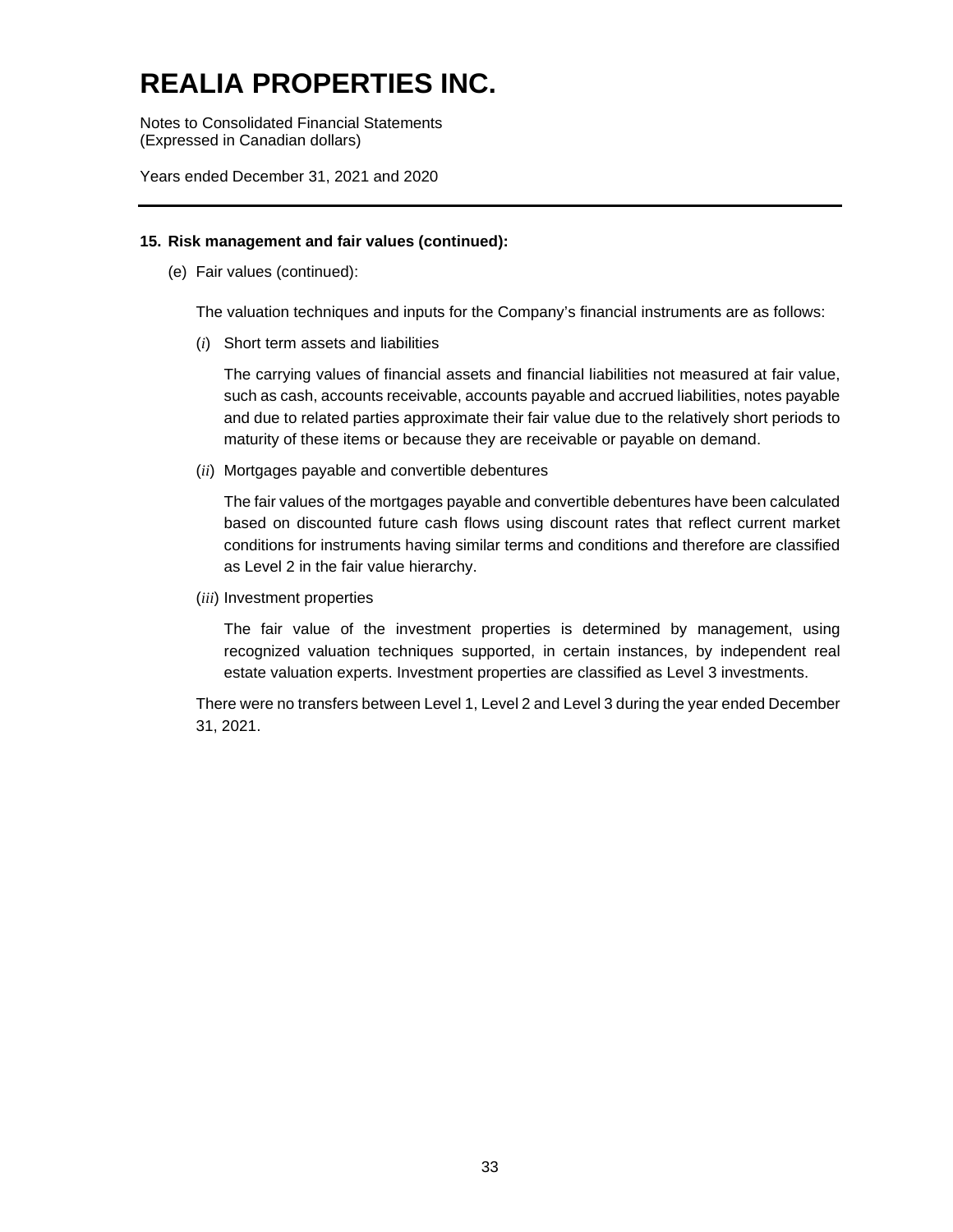# REALIA PROPERTIES INC.

Notes to Consolidated Financial Statements
(Expressed in Canadian dollars)

Years ended December 31, 2021 and 2020

### 15. Risk management and fair values (continued):

(e) Fair values (continued):

The valuation techniques and inputs for the Company's financial instruments are as follows:

(*i*) Short term assets and liabilities

The carrying values of financial assets and financial liabilities not measured at fair value, such as cash, accounts receivable, accounts payable and accrued liabilities, notes payable and due to related parties approximate their fair value due to the relatively short periods to maturity of these items or because they are receivable or payable on demand.

(*ii*) Mortgages payable and convertible debentures

The fair values of the mortgages payable and convertible debentures have been calculated based on discounted future cash flows using discount rates that reflect current market conditions for instruments having similar terms and conditions and therefore are classified as Level 2 in the fair value hierarchy.

(*iii*) Investment properties

The fair value of the investment properties is determined by management, using recognized valuation techniques supported, in certain instances, by independent real estate valuation experts. Investment properties are classified as Level 3 investments.

There were no transfers between Level 1, Level 2 and Level 3 during the year ended December 31, 2021.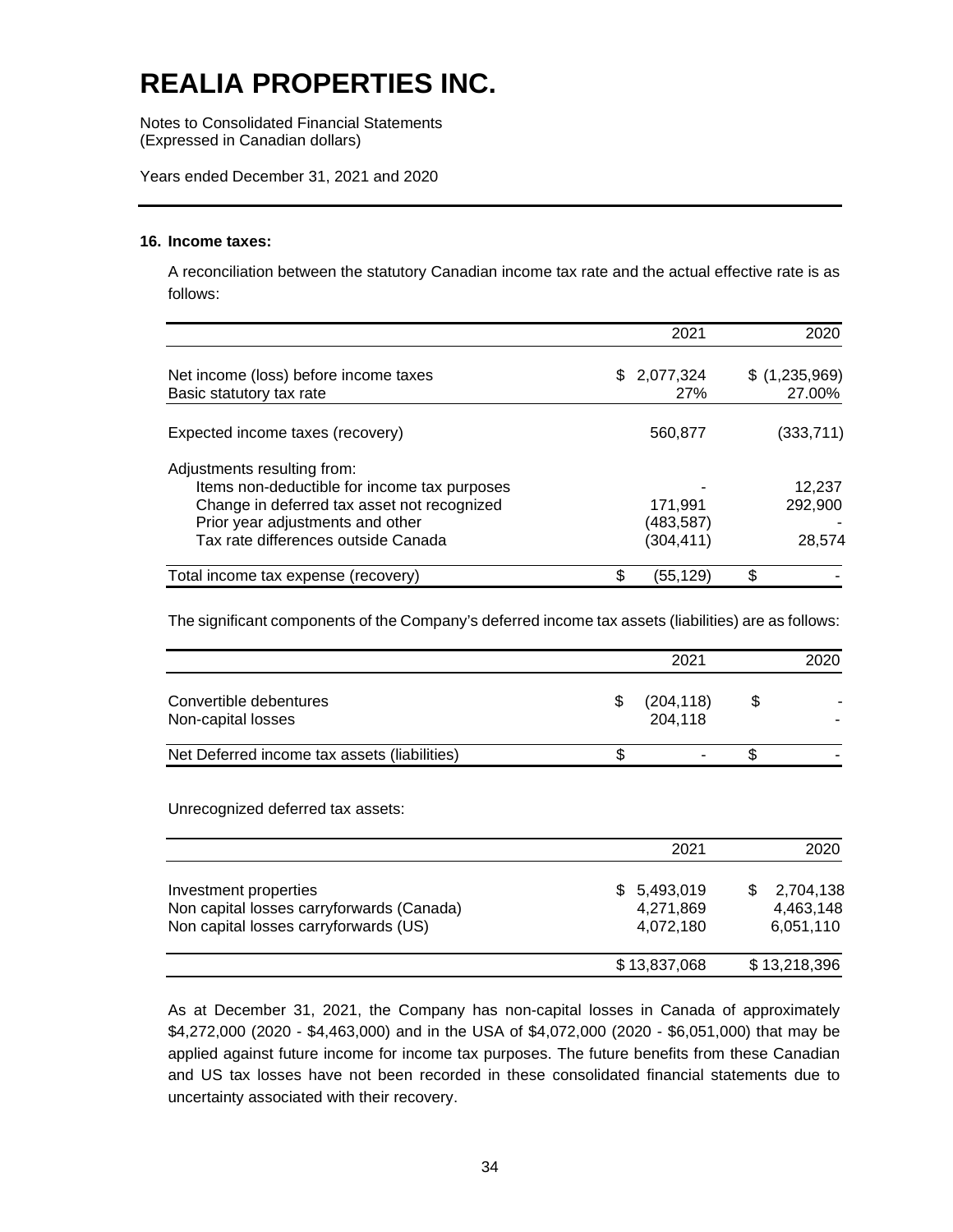# REALIA PROPERTIES INC.

Notes to Consolidated Financial Statements
(Expressed in Canadian dollars)

Years ended December 31, 2021 and 2020

### 16. Income taxes:

A reconciliation between the statutory Canadian income tax rate and the actual effective rate is as follows:

| | 2021 | 2020 |
|---|---|---|
| Net income (loss) before income taxes | $ 2,077,324 | $ (1,235,969) |
| Basic statutory tax rate | 27% | 27.00% |
| Expected income taxes (recovery) | 560,877 | (333,711) |
| Adjustments resulting from: | | |
| Items non-deductible for income tax purposes | - | 12,237 |
| Change in deferred tax asset not recognized | 171,991 | 292,900 |
| Prior year adjustments and other | (483,587) | - |
| Tax rate differences outside Canada | (304,411) | 28,574 |
| Total income tax expense (recovery) | $ (55,129) | $ - |

The significant components of the Company's deferred income tax assets (liabilities) are as follows:

| | 2021 | 2020 |
|---|---|---|
| Convertible debentures | $ (204,118) | $ - |
| Non-capital losses | 204,118 | - |
| Net Deferred income tax assets (liabilities) | $ - | $ - |

Unrecognized deferred tax assets:

| | 2021 | 2020 |
|---|---|---|
| Investment properties | $ 5,493,019 | $ 2,704,138 |
| Non capital losses carryforwards (Canada) | 4,271,869 | 4,463,148 |
| Non capital losses carryforwards (US) | 4,072,180 | 6,051,110 |
| | $ 13,837,068 | $ 13,218,396 |

As at December 31, 2021, the Company has non-capital losses in Canada of approximately $4,272,000 (2020 - $4,463,000) and in the USA of $4,072,000 (2020 - $6,051,000) that may be applied against future income for income tax purposes. The future benefits from these Canadian and US tax losses have not been recorded in these consolidated financial statements due to uncertainty associated with their recovery.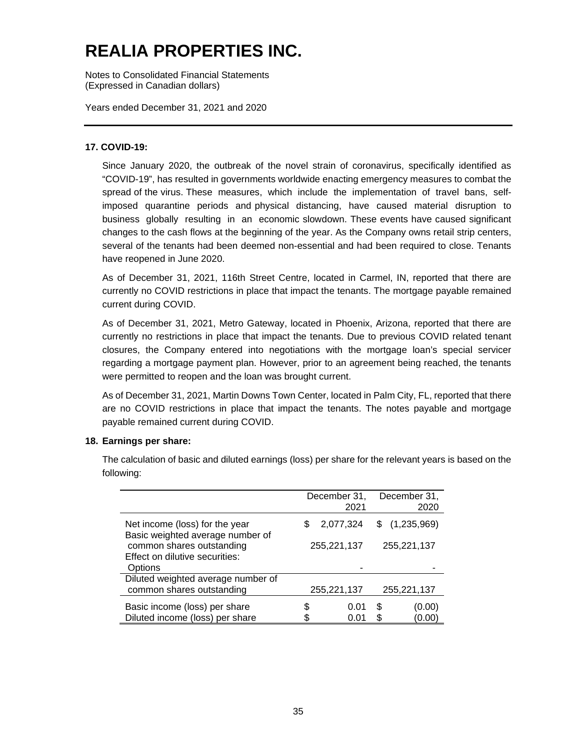# REALIA PROPERTIES INC.

Notes to Consolidated Financial Statements
(Expressed in Canadian dollars)

Years ended December 31, 2021 and 2020

---

**17. COVID-19:**

Since January 2020, the outbreak of the novel strain of coronavirus, specifically identified as "COVID-19", has resulted in governments worldwide enacting emergency measures to combat the spread of the virus. These measures, which include the implementation of travel bans, self-imposed quarantine periods and physical distancing, have caused material disruption to business globally resulting in an economic slowdown. These events have caused significant changes to the cash flows at the beginning of the year. As the Company owns retail strip centers, several of the tenants had been deemed non-essential and had been required to close. Tenants have reopened in June 2020.

As of December 31, 2021, 116th Street Centre, located in Carmel, IN, reported that there are currently no COVID restrictions in place that impact the tenants. The mortgage payable remained current during COVID.

As of December 31, 2021, Metro Gateway, located in Phoenix, Arizona, reported that there are currently no restrictions in place that impact the tenants. Due to previous COVID related tenant closures, the Company entered into negotiations with the mortgage loan's special servicer regarding a mortgage payment plan. However, prior to an agreement being reached, the tenants were permitted to reopen and the loan was brought current.

As of December 31, 2021, Martin Downs Town Center, located in Palm City, FL, reported that there are no COVID restrictions in place that impact the tenants. The notes payable and mortgage payable remained current during COVID.

**18. Earnings per share:**

The calculation of basic and diluted earnings (loss) per share for the relevant years is based on the following:

| | December 31, 2021 | December 31, 2020 |
|---|---|---|
| Net income (loss) for the year | $ 2,077,324 | $ (1,235,969) |
| Basic weighted average number of common shares outstanding | 255,221,137 | 255,221,137 |
| Effect on dilutive securities: | | |
| Options | - | - |
| Diluted weighted average number of common shares outstanding | 255,221,137 | 255,221,137 |
| Basic income (loss) per share | $ 0.01 | $ (0.00) |
| Diluted income (loss) per share | $ 0.01 | $ (0.00) |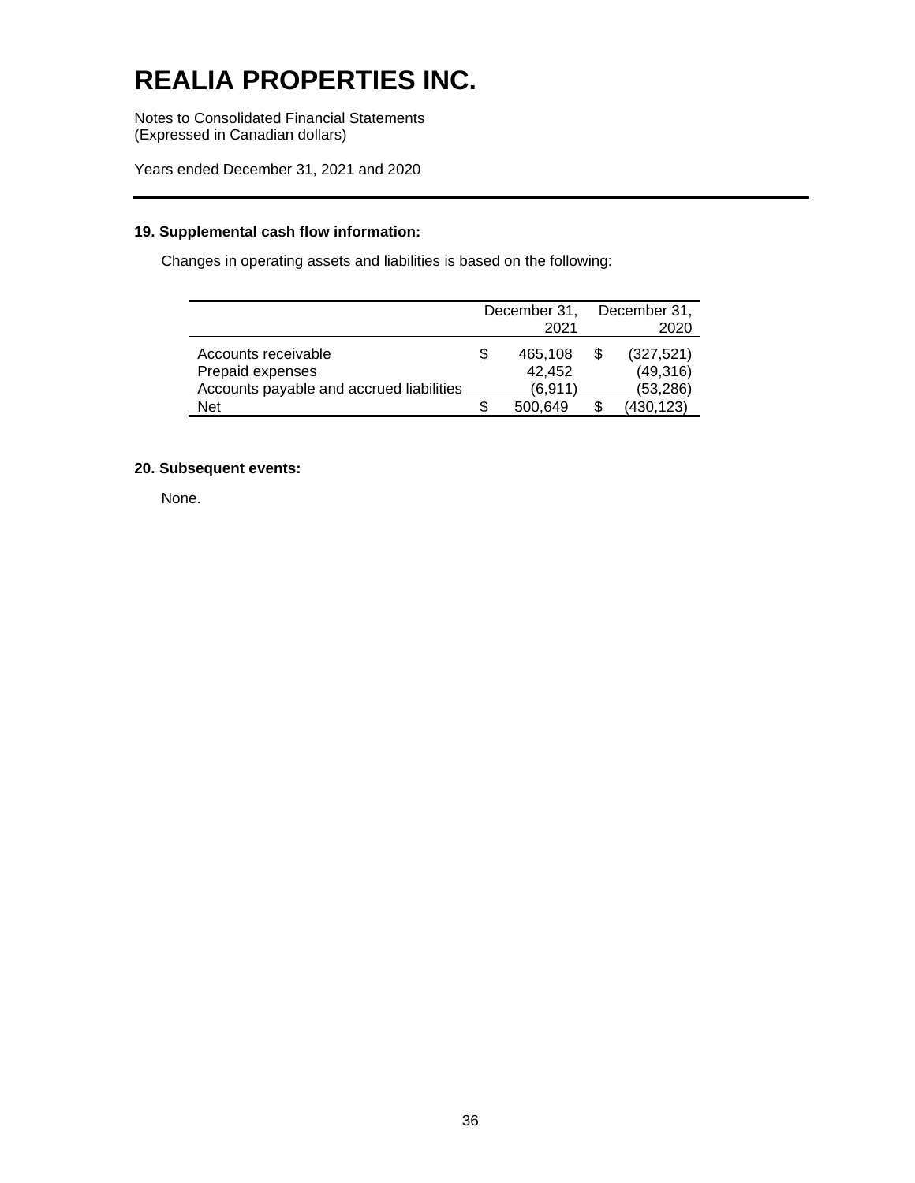# REALIA PROPERTIES INC.

Notes to Consolidated Financial Statements
(Expressed in Canadian dollars)

Years ended December 31, 2021 and 2020

### 19. Supplemental cash flow information:

Changes in operating assets and liabilities is based on the following:

| | December 31, 2021 | December 31, 2020 |
|---|---|---|
| Accounts receivable | $ 465,108 | $ (327,521) |
| Prepaid expenses | 42,452 | (49,316) |
| Accounts payable and accrued liabilities | (6,911) | (53,286) |
| Net | $ 500,649 | $ (430,123) |

### 20. Subsequent events:

None.